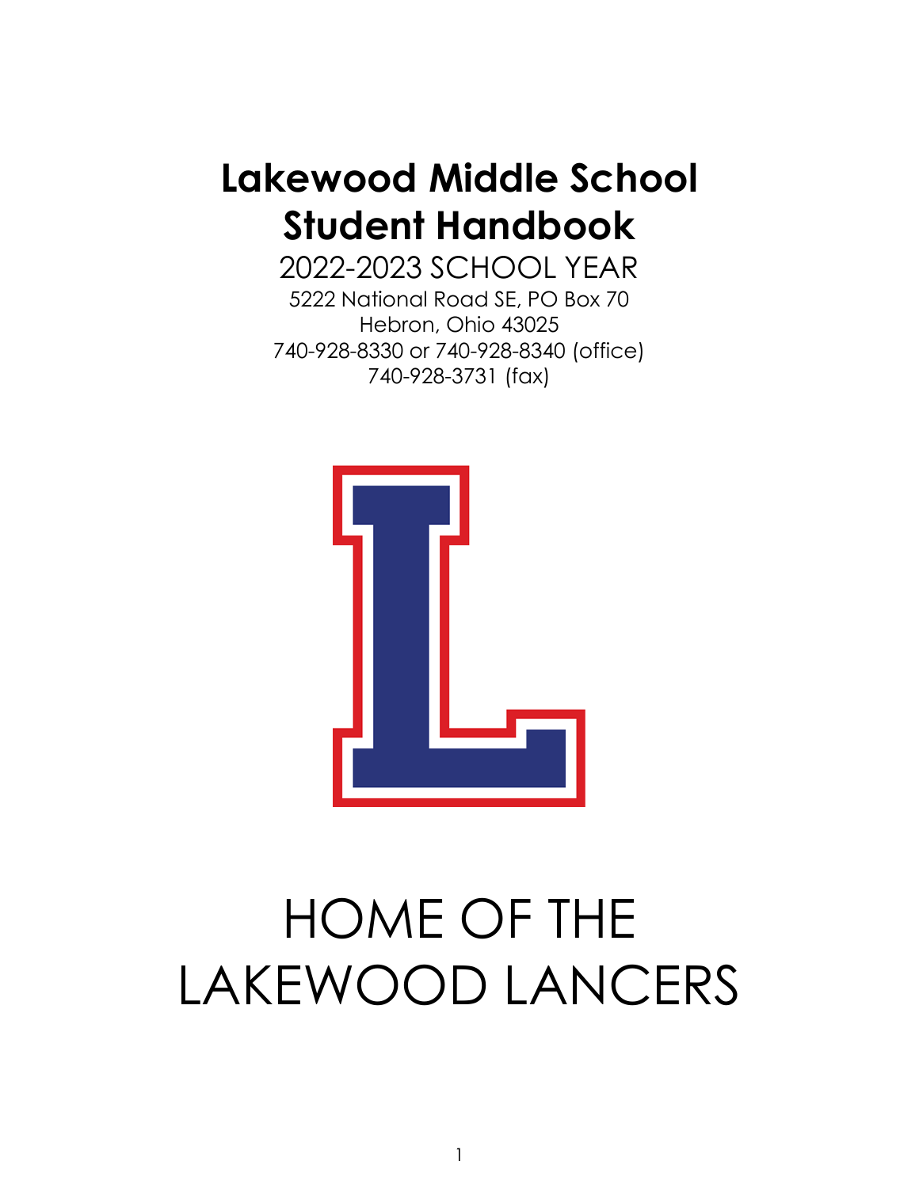# Lakewood Middle School Student Handbook

2022-2023 SCHOOL YEAR

5222 National Road SE, PO Box 70
Hebron, Ohio 43025
740-928-8330 or 740-928-8340 (office)
740-928-3731 (fax)

HOME OF THE LAKEWOOD LANCERS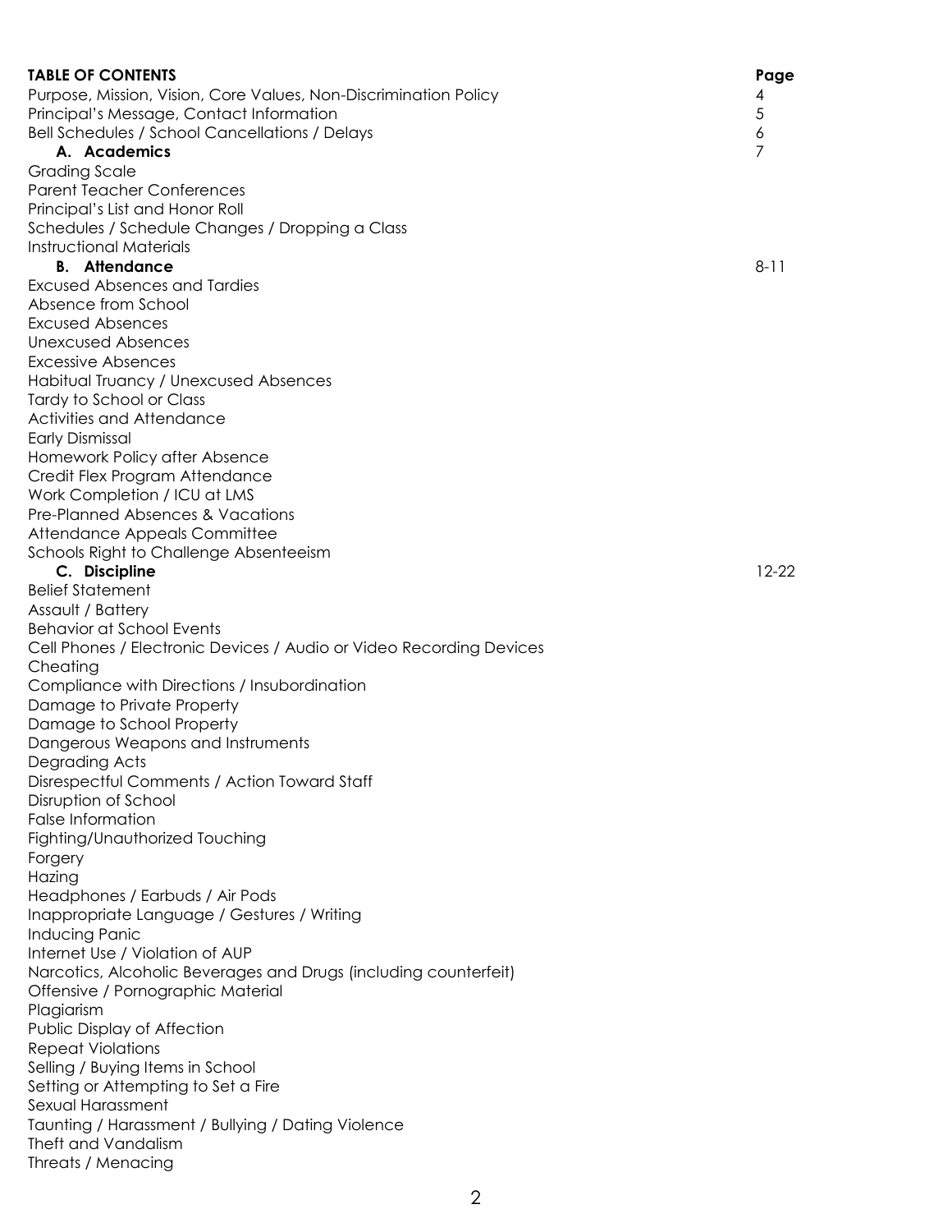| TABLE OF CONTENTS | Page |
| --- | --- |
| Purpose, Mission, Vision, Core Values, Non-Discrimination Policy | 4 |
| Principal's Message, Contact Information | 5 |
| Bell Schedules / School Cancellations / Delays | 6 |
| **A. Academics** | 7 |
| Grading Scale | |
| Parent Teacher Conferences | |
| Principal's List and Honor Roll | |
| Schedules / Schedule Changes / Dropping a Class | |
| Instructional Materials | |
| **B. Attendance** | 8-11 |
| Excused Absences and Tardies | |
| Absence from School | |
| Excused Absences | |
| Unexcused Absences | |
| Excessive Absences | |
| Habitual Truancy / Unexcused Absences | |
| Tardy to School or Class | |
| Activities and Attendance | |
| Early Dismissal | |
| Homework Policy after Absence | |
| Credit Flex Program Attendance | |
| Work Completion / ICU at LMS | |
| Pre-Planned Absences & Vacations | |
| Attendance Appeals Committee | |
| Schools Right to Challenge Absenteeism | |
| **C. Discipline** | 12-22 |
| Belief Statement | |
| Assault / Battery | |
| Behavior at School Events | |
| Cell Phones / Electronic Devices / Audio or Video Recording Devices | |
| Cheating | |
| Compliance with Directions / Insubordination | |
| Damage to Private Property | |
| Damage to School Property | |
| Dangerous Weapons and Instruments | |
| Degrading Acts | |
| Disrespectful Comments / Action Toward Staff | |
| Disruption of School | |
| False Information | |
| Fighting/Unauthorized Touching | |
| Forgery | |
| Hazing | |
| Headphones / Earbuds / Air Pods | |
| Inappropriate Language / Gestures / Writing | |
| Inducing Panic | |
| Internet Use / Violation of AUP | |
| Narcotics, Alcoholic Beverages and Drugs (including counterfeit) | |
| Offensive / Pornographic Material | |
| Plagiarism | |
| Public Display of Affection | |
| Repeat Violations | |
| Selling / Buying Items in School | |
| Setting or Attempting to Set a Fire | |
| Sexual Harassment | |
| Taunting / Harassment / Bullying / Dating Violence | |
| Theft and Vandalism | |
| Threats / Menacing | |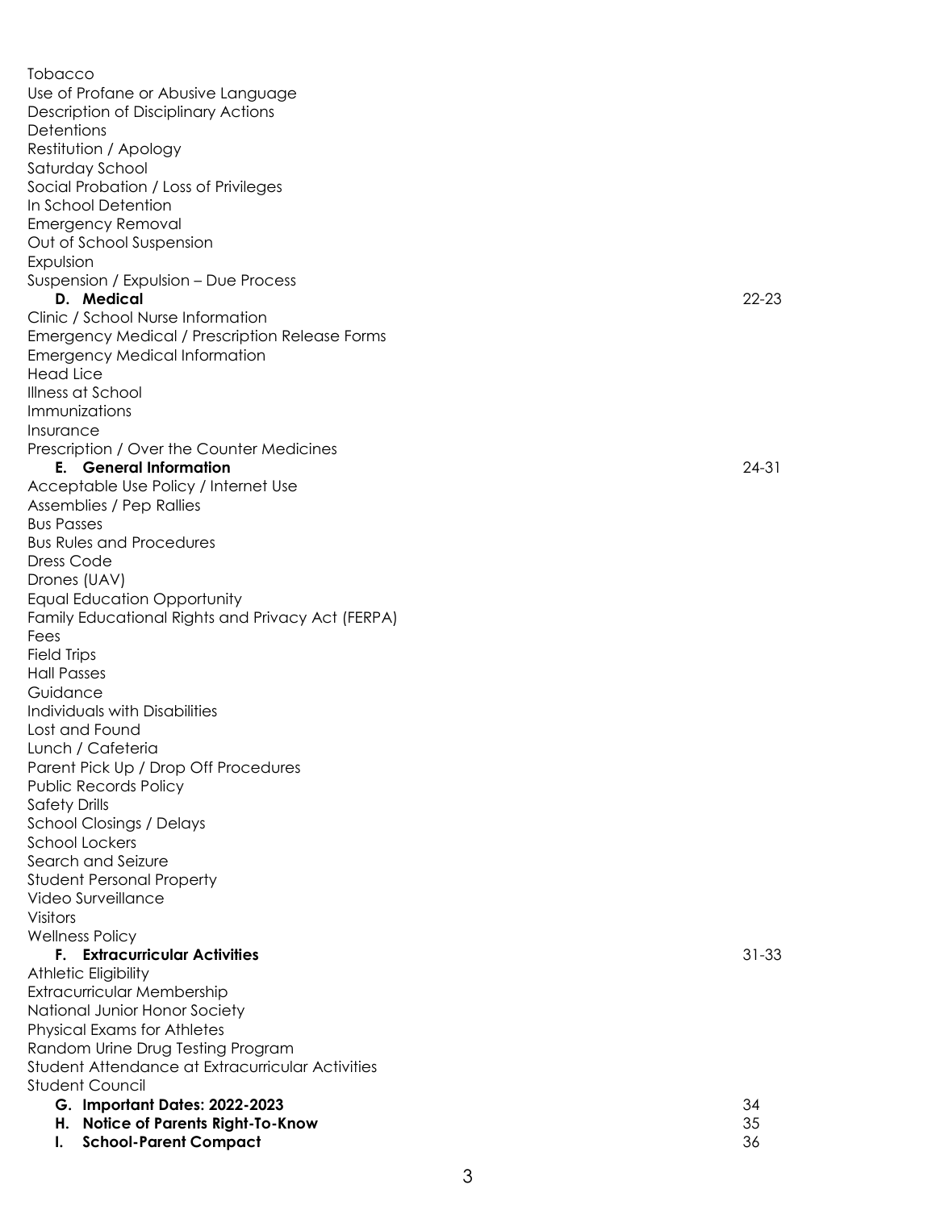Tobacco
Use of Profane or Abusive Language
Description of Disciplinary Actions
Detentions
Restitution / Apology
Saturday School
Social Probation / Loss of Privileges
In School Detention
Emergency Removal
Out of School Suspension
Expulsion
Suspension / Expulsion – Due Process

**D. Medical** 22-23

Clinic / School Nurse Information
Emergency Medical / Prescription Release Forms
Emergency Medical Information
Head Lice
Illness at School
Immunizations
Insurance
Prescription / Over the Counter Medicines

**E. General Information** 24-31

Acceptable Use Policy / Internet Use
Assemblies / Pep Rallies
Bus Passes
Bus Rules and Procedures
Dress Code
Drones (UAV)
Equal Education Opportunity
Family Educational Rights and Privacy Act (FERPA)
Fees
Field Trips
Hall Passes
Guidance
Individuals with Disabilities
Lost and Found
Lunch / Cafeteria
Parent Pick Up / Drop Off Procedures
Public Records Policy
Safety Drills
School Closings / Delays
School Lockers
Search and Seizure
Student Personal Property
Video Surveillance
Visitors
Wellness Policy

**F. Extracurricular Activities** 31-33

Athletic Eligibility
Extracurricular Membership
National Junior Honor Society
Physical Exams for Athletes
Random Urine Drug Testing Program
Student Attendance at Extracurricular Activities
Student Council

**G. Important Dates: 2022-2023** 34

**H. Notice of Parents Right-To-Know** 35

**I. School-Parent Compact** 36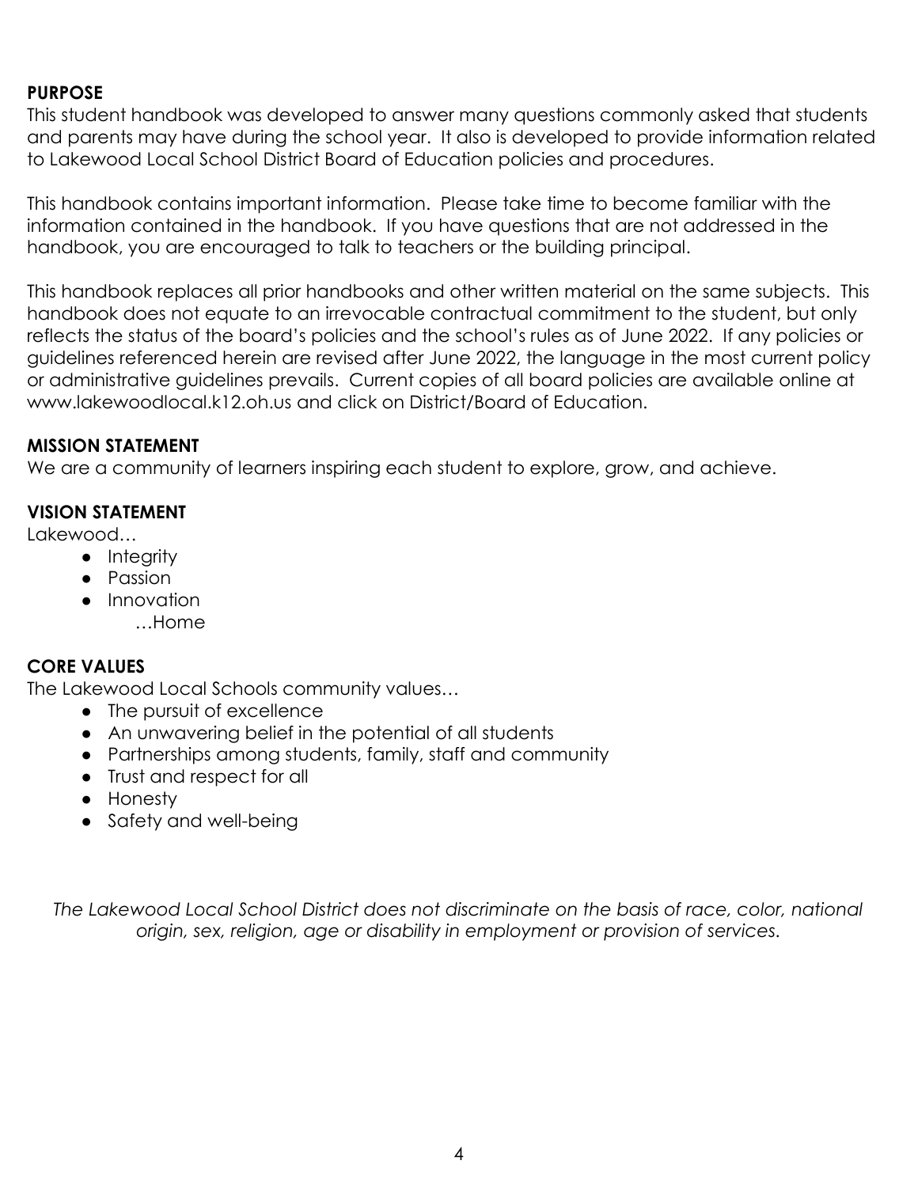**PURPOSE**

This student handbook was developed to answer many questions commonly asked that students and parents may have during the school year. It also is developed to provide information related to Lakewood Local School District Board of Education policies and procedures.

This handbook contains important information. Please take time to become familiar with the information contained in the handbook. If you have questions that are not addressed in the handbook, you are encouraged to talk to teachers or the building principal.

This handbook replaces all prior handbooks and other written material on the same subjects. This handbook does not equate to an irrevocable contractual commitment to the student, but only reflects the status of the board's policies and the school's rules as of June 2022. If any policies or guidelines referenced herein are revised after June 2022, the language in the most current policy or administrative guidelines prevails. Current copies of all board policies are available online at www.lakewoodlocal.k12.oh.us and click on District/Board of Education.

**MISSION STATEMENT**

We are a community of learners inspiring each student to explore, grow, and achieve.

**VISION STATEMENT**

Lakewood…

- Integrity
- Passion
- Innovation

…Home

**CORE VALUES**

The Lakewood Local Schools community values…

- The pursuit of excellence
- An unwavering belief in the potential of all students
- Partnerships among students, family, staff and community
- Trust and respect for all
- Honesty
- Safety and well-being

*The Lakewood Local School District does not discriminate on the basis of race, color, national origin, sex, religion, age or disability in employment or provision of services.*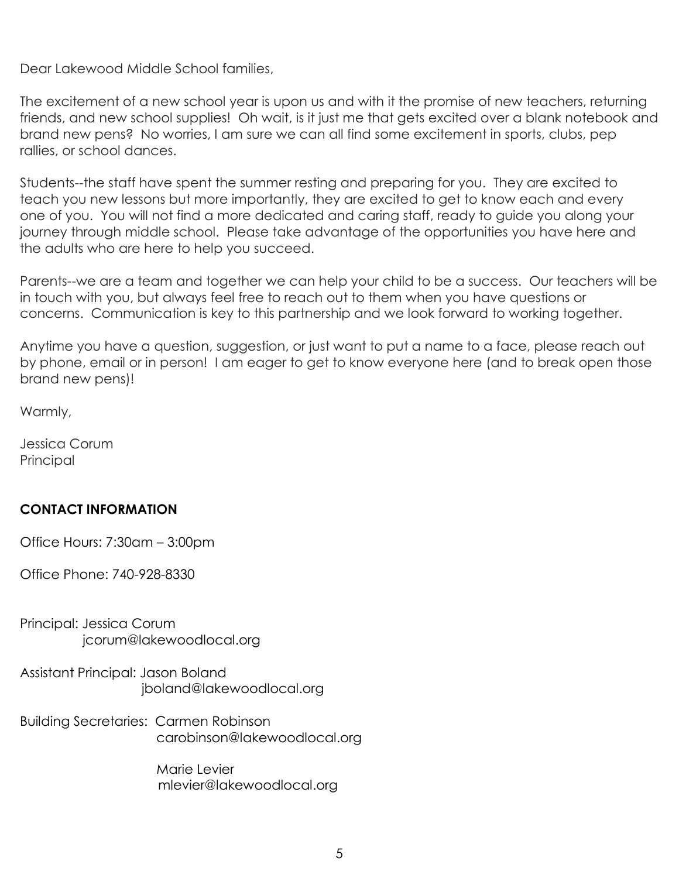Dear Lakewood Middle School families,

The excitement of a new school year is upon us and with it the promise of new teachers, returning friends, and new school supplies! Oh wait, is it just me that gets excited over a blank notebook and brand new pens? No worries, I am sure we can all find some excitement in sports, clubs, pep rallies, or school dances.

Students--the staff have spent the summer resting and preparing for you. They are excited to teach you new lessons but more importantly, they are excited to get to know each and every one of you. You will not find a more dedicated and caring staff, ready to guide you along your journey through middle school. Please take advantage of the opportunities you have here and the adults who are here to help you succeed.

Parents--we are a team and together we can help your child to be a success. Our teachers will be in touch with you, but always feel free to reach out to them when you have questions or concerns. Communication is key to this partnership and we look forward to working together.

Anytime you have a question, suggestion, or just want to put a name to a face, please reach out by phone, email or in person! I am eager to get to know everyone here (and to break open those brand new pens)!

Warmly,

Jessica Corum
Principal

**CONTACT INFORMATION**

Office Hours: 7:30am – 3:00pm

Office Phone: 740-928-8330

Principal: Jessica Corum
jcorum@lakewoodlocal.org

Assistant Principal: Jason Boland
jboland@lakewoodlocal.org

Building Secretaries: Carmen Robinson
carobinson@lakewoodlocal.org

Marie Levier
mlevier@lakewoodlocal.org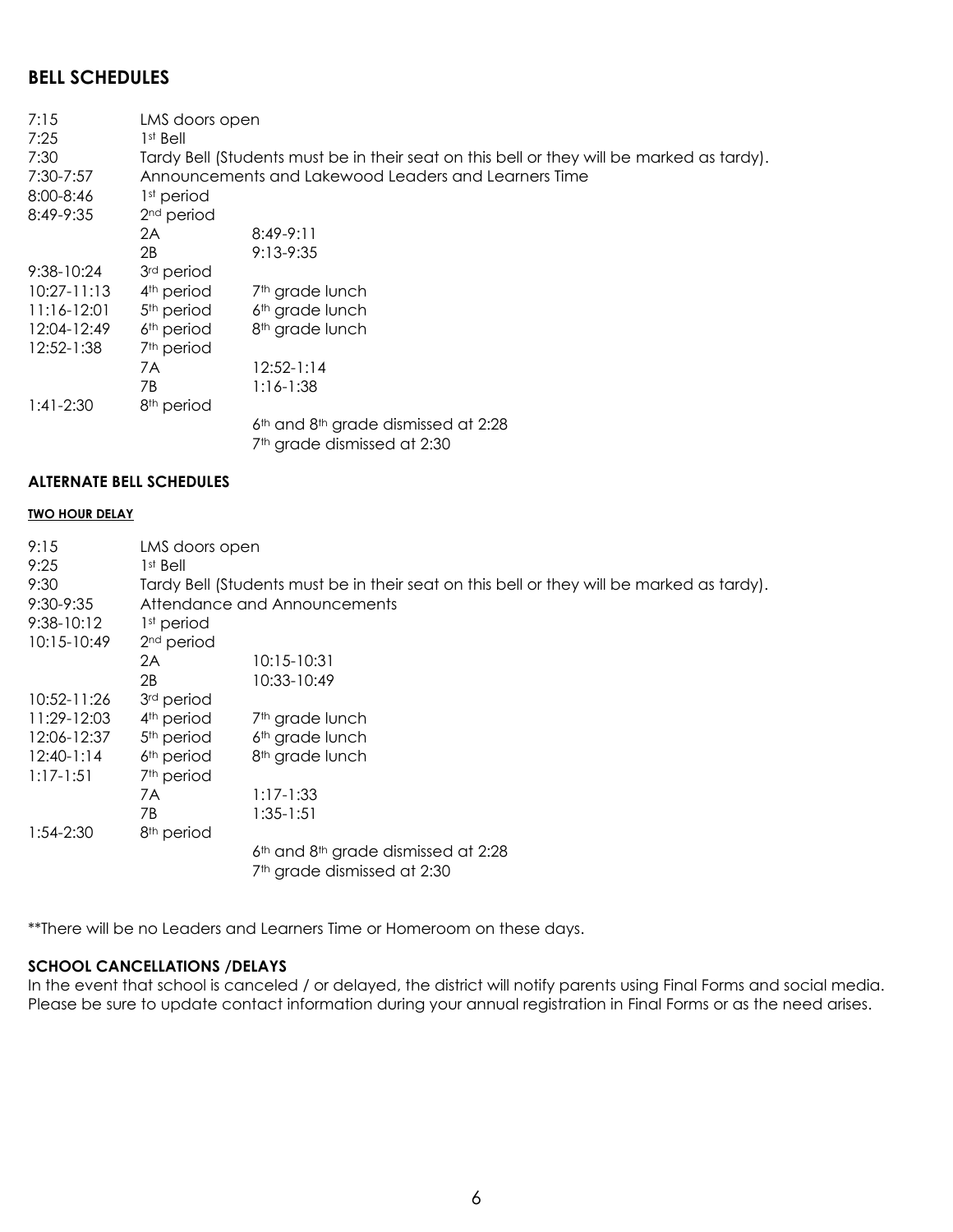## BELL SCHEDULES

| | | |
|---|---|---|
| 7:15 | LMS doors open | |
| 7:25 | 1st Bell | |
| 7:30 | Tardy Bell (Students must be in their seat on this bell or they will be marked as tardy). | |
| 7:30-7:57 | Announcements and Lakewood Leaders and Learners Time | |
| 8:00-8:46 | 1st period | |
| 8:49-9:35 | 2nd period | |
| | 2A | 8:49-9:11 |
| | 2B | 9:13-9:35 |
| 9:38-10:24 | 3rd period | |
| 10:27-11:13 | 4th period | 7th grade lunch |
| 11:16-12:01 | 5th period | 6th grade lunch |
| 12:04-12:49 | 6th period | 8th grade lunch |
| 12:52-1:38 | 7th period | |
| | 7A | 12:52-1:14 |
| | 7B | 1:16-1:38 |
| 1:41-2:30 | 8th period | |
| | | 6th and 8th grade dismissed at 2:28 |
| | | 7th grade dismissed at 2:30 |

### ALTERNATE BELL SCHEDULES

#### TWO HOUR DELAY

| | | |
|---|---|---|
| 9:15 | LMS doors open | |
| 9:25 | 1st Bell | |
| 9:30 | Tardy Bell (Students must be in their seat on this bell or they will be marked as tardy). | |
| 9:30-9:35 | Attendance and Announcements | |
| 9:38-10:12 | 1st period | |
| 10:15-10:49 | 2nd period | |
| | 2A | 10:15-10:31 |
| | 2B | 10:33-10:49 |
| 10:52-11:26 | 3rd period | |
| 11:29-12:03 | 4th period | 7th grade lunch |
| 12:06-12:37 | 5th period | 6th grade lunch |
| 12:40-1:14 | 6th period | 8th grade lunch |
| 1:17-1:51 | 7th period | |
| | 7A | 1:17-1:33 |
| | 7B | 1:35-1:51 |
| 1:54-2:30 | 8th period | |
| | | 6th and 8th grade dismissed at 2:28 |
| | | 7th grade dismissed at 2:30 |

**There will be no Leaders and Learners Time or Homeroom on these days.

### SCHOOL CANCELLATIONS /DELAYS

In the event that school is canceled / or delayed, the district will notify parents using Final Forms and social media. Please be sure to update contact information during your annual registration in Final Forms or as the need arises.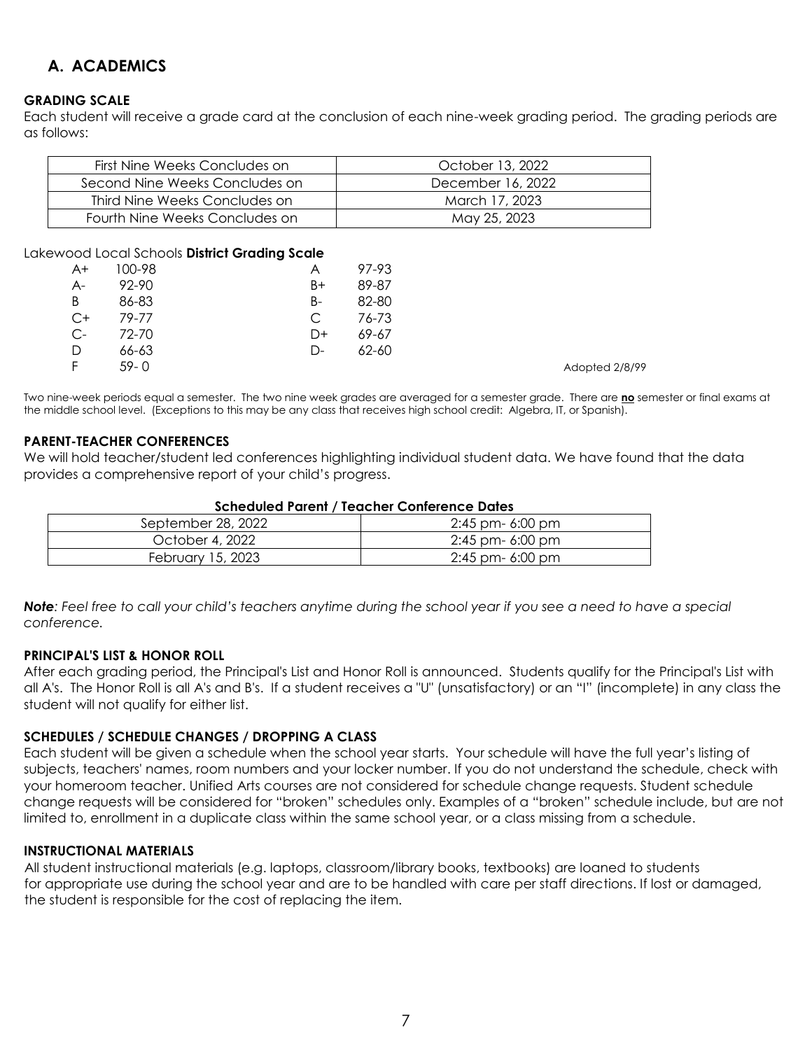## A. ACADEMICS

### GRADING SCALE

Each student will receive a grade card at the conclusion of each nine-week grading period. The grading periods are as follows:

| First Nine Weeks Concludes on | October 13, 2022 |
|---|---|
| Second Nine Weeks Concludes on | December 16, 2022 |
| Third Nine Weeks Concludes on | March 17, 2023 |
| Fourth Nine Weeks Concludes on | May 25, 2023 |

Lakewood Local Schools **District Grading Scale**

| | | | |
|---|---|---|---|
| A+ | 100-98 | A | 97-93 |
| A- | 92-90 | B+ | 89-87 |
| B | 86-83 | B- | 82-80 |
| C+ | 79-77 | C | 76-73 |
| C- | 72-70 | D+ | 69-67 |
| D | 66-63 | D- | 62-60 |
| F | 59- 0 | | |

Adopted 2/8/99

Two nine-week periods equal a semester. The two nine week grades are averaged for a semester grade. There are **no** semester or final exams at the middle school level. (Exceptions to this may be any class that receives high school credit: Algebra, IT, or Spanish).

### PARENT-TEACHER CONFERENCES

We will hold teacher/student led conferences highlighting individual student data. We have found that the data provides a comprehensive report of your child's progress.

**Scheduled Parent / Teacher Conference Dates**

| September 28, 2022 | 2:45 pm- 6:00 pm |
|---|---|
| October 4, 2022 | 2:45 pm- 6:00 pm |
| February 15, 2023 | 2:45 pm- 6:00 pm |

***Note****: Feel free to call your child's teachers anytime during the school year if you see a need to have a special conference.*

### PRINCIPAL'S LIST & HONOR ROLL

After each grading period, the Principal's List and Honor Roll is announced. Students qualify for the Principal's List with all A's. The Honor Roll is all A's and B's. If a student receives a "U" (unsatisfactory) or an "I" (incomplete) in any class the student will not qualify for either list.

### SCHEDULES / SCHEDULE CHANGES / DROPPING A CLASS

Each student will be given a schedule when the school year starts. Your schedule will have the full year's listing of subjects, teachers' names, room numbers and your locker number. If you do not understand the schedule, check with your homeroom teacher. Unified Arts courses are not considered for schedule change requests. Student schedule change requests will be considered for "broken" schedules only. Examples of a "broken" schedule include, but are not limited to, enrollment in a duplicate class within the same school year, or a class missing from a schedule.

### INSTRUCTIONAL MATERIALS

All student instructional materials (e.g. laptops, classroom/library books, textbooks) are loaned to students for appropriate use during the school year and are to be handled with care per staff directions. If lost or damaged, the student is responsible for the cost of replacing the item.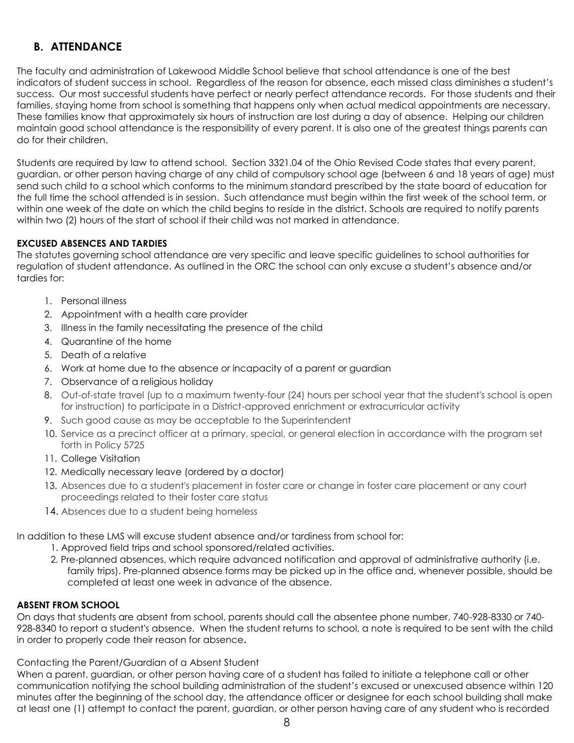## B. ATTENDANCE

The faculty and administration of Lakewood Middle School believe that school attendance is one of the best indicators of student success in school. Regardless of the reason for absence, each missed class diminishes a student's success. Our most successful students have perfect or nearly perfect attendance records. For those students and their families, staying home from school is something that happens only when actual medical appointments are necessary. These families know that approximately six hours of instruction are lost during a day of absence. Helping our children maintain good school attendance is the responsibility of every parent. It is also one of the greatest things parents can do for their children.

Students are required by law to attend school. Section 3321.04 of the Ohio Revised Code states that every parent, guardian, or other person having charge of any child of compulsory school age (between 6 and 18 years of age) must send such child to a school which conforms to the minimum standard prescribed by the state board of education for the full time the school attended is in session. Such attendance must begin within the first week of the school term, or within one week of the date on which the child begins to reside in the district. Schools are required to notify parents within two (2) hours of the start of school if their child was not marked in attendance.

**EXCUSED ABSENCES AND TARDIES**

The statutes governing school attendance are very specific and leave specific guidelines to school authorities for regulation of student attendance. As outlined in the ORC the school can only excuse a student's absence and/or tardies for:

1. Personal illness
2. Appointment with a health care provider
3. Illness in the family necessitating the presence of the child
4. Quarantine of the home
5. Death of a relative
6. Work at home due to the absence or incapacity of a parent or guardian
7. Observance of a religious holiday
8. Out-of-state travel (up to a maximum twenty-four (24) hours per school year that the student's school is open for instruction) to participate in a District-approved enrichment or extracurricular activity
9. Such good cause as may be acceptable to the Superintendent
10. Service as a precinct officer at a primary, special, or general election in accordance with the program set forth in Policy 5725
11. College Visitation
12. Medically necessary leave (ordered by a doctor)
13. Absences due to a student's placement in foster care or change in foster care placement or any court proceedings related to their foster care status
14. Absences due to a student being homeless

In addition to these LMS will excuse student absence and/or tardiness from school for:

1. Approved field trips and school sponsored/related activities.
2. Pre-planned absences, which require advanced notification and approval of administrative authority (i.e. family trips). Pre-planned absence forms may be picked up in the office and, whenever possible, should be completed at least one week in advance of the absence.

**ABSENT FROM SCHOOL**

On days that students are absent from school, parents should call the absentee phone number, 740-928-8330 or 740-928-8340 to report a student's absence. When the student returns to school, a note is required to be sent with the child in order to properly code their reason for absence**.**

Contacting the Parent/Guardian of a Absent Student

When a parent, guardian, or other person having care of a student has failed to initiate a telephone call or other communication notifying the school building administration of the student's excused or unexcused absence within 120 minutes after the beginning of the school day, the attendance officer or designee for each school building shall make at least one (1) attempt to contact the parent, guardian, or other person having care of any student who is recorded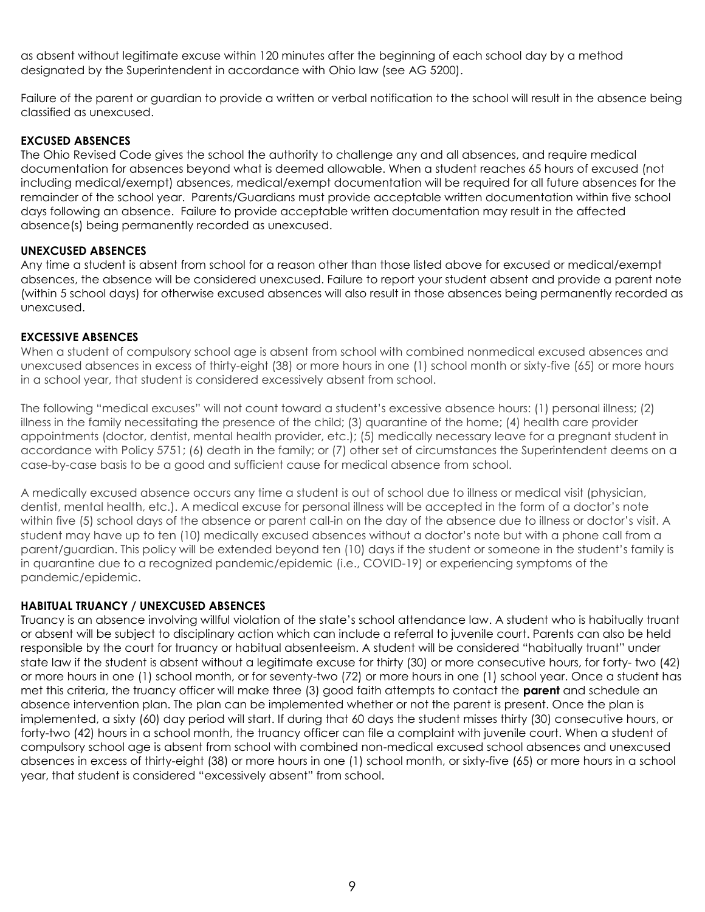as absent without legitimate excuse within 120 minutes after the beginning of each school day by a method designated by the Superintendent in accordance with Ohio law (see AG 5200).

Failure of the parent or guardian to provide a written or verbal notification to the school will result in the absence being classified as unexcused.

**EXCUSED ABSENCES**

The Ohio Revised Code gives the school the authority to challenge any and all absences, and require medical documentation for absences beyond what is deemed allowable. When a student reaches 65 hours of excused (not including medical/exempt) absences, medical/exempt documentation will be required for all future absences for the remainder of the school year. Parents/Guardians must provide acceptable written documentation within five school days following an absence. Failure to provide acceptable written documentation may result in the affected absence(s) being permanently recorded as unexcused.

**UNEXCUSED ABSENCES**

Any time a student is absent from school for a reason other than those listed above for excused or medical/exempt absences, the absence will be considered unexcused. Failure to report your student absent and provide a parent note (within 5 school days) for otherwise excused absences will also result in those absences being permanently recorded as unexcused.

**EXCESSIVE ABSENCES**

When a student of compulsory school age is absent from school with combined nonmedical excused absences and unexcused absences in excess of thirty-eight (38) or more hours in one (1) school month or sixty-five (65) or more hours in a school year, that student is considered excessively absent from school.

The following "medical excuses" will not count toward a student's excessive absence hours: (1) personal illness; (2) illness in the family necessitating the presence of the child; (3) quarantine of the home; (4) health care provider appointments (doctor, dentist, mental health provider, etc.); (5) medically necessary leave for a pregnant student in accordance with Policy 5751; (6) death in the family; or (7) other set of circumstances the Superintendent deems on a case-by-case basis to be a good and sufficient cause for medical absence from school.

A medically excused absence occurs any time a student is out of school due to illness or medical visit (physician, dentist, mental health, etc.). A medical excuse for personal illness will be accepted in the form of a doctor's note within five (5) school days of the absence or parent call-in on the day of the absence due to illness or doctor's visit. A student may have up to ten (10) medically excused absences without a doctor's note but with a phone call from a parent/guardian. This policy will be extended beyond ten (10) days if the student or someone in the student's family is in quarantine due to a recognized pandemic/epidemic (i.e., COVID-19) or experiencing symptoms of the pandemic/epidemic.

**HABITUAL TRUANCY / UNEXCUSED ABSENCES**

Truancy is an absence involving willful violation of the state's school attendance law. A student who is habitually truant or absent will be subject to disciplinary action which can include a referral to juvenile court. Parents can also be held responsible by the court for truancy or habitual absenteeism. A student will be considered "habitually truant" under state law if the student is absent without a legitimate excuse for thirty (30) or more consecutive hours, for forty- two (42) or more hours in one (1) school month, or for seventy-two (72) or more hours in one (1) school year. Once a student has met this criteria, the truancy officer will make three (3) good faith attempts to contact the **parent** and schedule an absence intervention plan. The plan can be implemented whether or not the parent is present. Once the plan is implemented, a sixty (60) day period will start. If during that 60 days the student misses thirty (30) consecutive hours, or forty-two (42) hours in a school month, the truancy officer can file a complaint with juvenile court. When a student of compulsory school age is absent from school with combined non-medical excused school absences and unexcused absences in excess of thirty-eight (38) or more hours in one (1) school month, or sixty-five (65) or more hours in a school year, that student is considered "excessively absent" from school.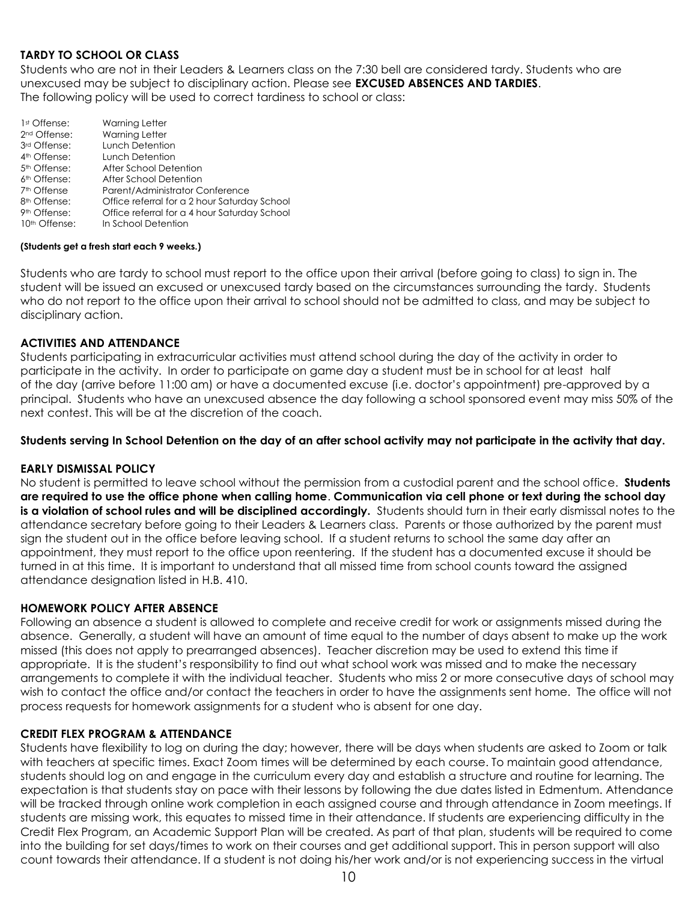**TARDY TO SCHOOL OR CLASS**

Students who are not in their Leaders & Learners class on the 7:30 bell are considered tardy. Students who are unexcused may be subject to disciplinary action. Please see **EXCUSED ABSENCES AND TARDIES**.
The following policy will be used to correct tardiness to school or class:

| | |
|---|---|
| 1st Offense: | Warning Letter |
| 2nd Offense: | Warning Letter |
| 3rd Offense: | Lunch Detention |
| 4th Offense: | Lunch Detention |
| 5th Offense: | After School Detention |
| 6th Offense: | After School Detention |
| 7th Offense | Parent/Administrator Conference |
| 8th Offense: | Office referral for a 2 hour Saturday School |
| 9th Offense: | Office referral for a 4 hour Saturday School |
| 10th Offense: | In School Detention |

**(Students get a fresh start each 9 weeks.)**

Students who are tardy to school must report to the office upon their arrival (before going to class) to sign in. The student will be issued an excused or unexcused tardy based on the circumstances surrounding the tardy. Students who do not report to the office upon their arrival to school should not be admitted to class, and may be subject to disciplinary action.

**ACTIVITIES AND ATTENDANCE**

Students participating in extracurricular activities must attend school during the day of the activity in order to participate in the activity. In order to participate on game day a student must be in school for at least half of the day (arrive before 11:00 am) or have a documented excuse (i.e. doctor's appointment) pre-approved by a principal. Students who have an unexcused absence the day following a school sponsored event may miss 50% of the next contest. This will be at the discretion of the coach.

**Students serving In School Detention on the day of an after school activity may not participate in the activity that day.**

**EARLY DISMISSAL POLICY**

No student is permitted to leave school without the permission from a custodial parent and the school office. **Students are required to use the office phone when calling home**. **Communication via cell phone or text during the school day is a violation of school rules and will be disciplined accordingly.** Students should turn in their early dismissal notes to the attendance secretary before going to their Leaders & Learners class. Parents or those authorized by the parent must sign the student out in the office before leaving school. If a student returns to school the same day after an appointment, they must report to the office upon reentering. If the student has a documented excuse it should be turned in at this time. It is important to understand that all missed time from school counts toward the assigned attendance designation listed in H.B. 410.

**HOMEWORK POLICY AFTER ABSENCE**

Following an absence a student is allowed to complete and receive credit for work or assignments missed during the absence. Generally, a student will have an amount of time equal to the number of days absent to make up the work missed (this does not apply to prearranged absences). Teacher discretion may be used to extend this time if appropriate. It is the student's responsibility to find out what school work was missed and to make the necessary arrangements to complete it with the individual teacher. Students who miss 2 or more consecutive days of school may wish to contact the office and/or contact the teachers in order to have the assignments sent home. The office will not process requests for homework assignments for a student who is absent for one day.

**CREDIT FLEX PROGRAM & ATTENDANCE**

Students have flexibility to log on during the day; however, there will be days when students are asked to Zoom or talk with teachers at specific times. Exact Zoom times will be determined by each course. To maintain good attendance, students should log on and engage in the curriculum every day and establish a structure and routine for learning. The expectation is that students stay on pace with their lessons by following the due dates listed in Edmentum. Attendance will be tracked through online work completion in each assigned course and through attendance in Zoom meetings. If students are missing work, this equates to missed time in their attendance. If students are experiencing difficulty in the Credit Flex Program, an Academic Support Plan will be created. As part of that plan, students will be required to come into the building for set days/times to work on their courses and get additional support. This in person support will also count towards their attendance. If a student is not doing his/her work and/or is not experiencing success in the virtual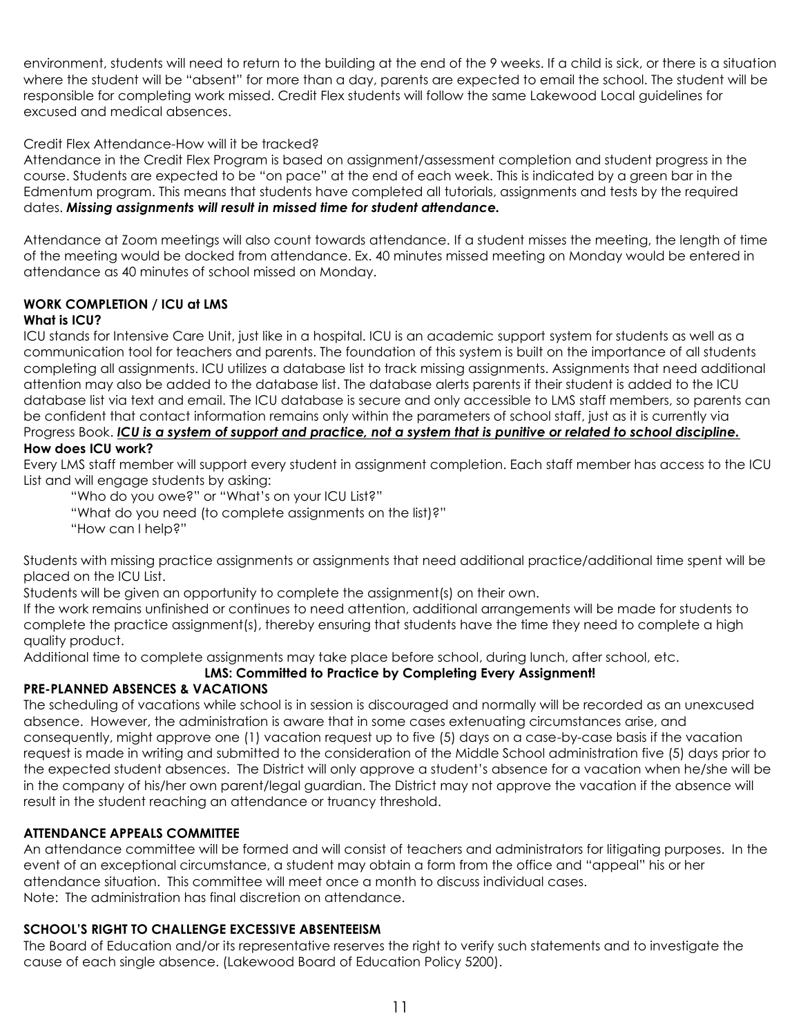environment, students will need to return to the building at the end of the 9 weeks. If a child is sick, or there is a situation where the student will be "absent" for more than a day, parents are expected to email the school. The student will be responsible for completing work missed. Credit Flex students will follow the same Lakewood Local guidelines for excused and medical absences.

Credit Flex Attendance-How will it be tracked?

Attendance in the Credit Flex Program is based on assignment/assessment completion and student progress in the course. Students are expected to be "on pace" at the end of each week. This is indicated by a green bar in the Edmentum program. This means that students have completed all tutorials, assignments and tests by the required dates. ***Missing assignments will result in missed time for student attendance.***

Attendance at Zoom meetings will also count towards attendance. If a student misses the meeting, the length of time of the meeting would be docked from attendance. Ex. 40 minutes missed meeting on Monday would be entered in attendance as 40 minutes of school missed on Monday.

## WORK COMPLETION / ICU at LMS

### What is ICU?

ICU stands for Intensive Care Unit, just like in a hospital. ICU is an academic support system for students as well as a communication tool for teachers and parents. The foundation of this system is built on the importance of all students completing all assignments. ICU utilizes a database list to track missing assignments. Assignments that need additional attention may also be added to the database list. The database alerts parents if their student is added to the ICU database list via text and email. The ICU database is secure and only accessible to LMS staff members, so parents can be confident that contact information remains only within the parameters of school staff, just as it is currently via Progress Book. ***<u>ICU is a system of support and practice, not a system that is punitive or related to school discipline.</u>***

### How does ICU work?

Every LMS staff member will support every student in assignment completion. Each staff member has access to the ICU List and will engage students by asking:

"Who do you owe?" or "What's on your ICU List?"
"What do you need (to complete assignments on the list)?"
"How can I help?"

Students with missing practice assignments or assignments that need additional practice/additional time spent will be placed on the ICU List.

Students will be given an opportunity to complete the assignment(s) on their own.

If the work remains unfinished or continues to need attention, additional arrangements will be made for students to complete the practice assignment(s), thereby ensuring that students have the time they need to complete a high quality product.

Additional time to complete assignments may take place before school, during lunch, after school, etc.

**LMS: Committed to Practice by Completing Every Assignment!**

## PRE-PLANNED ABSENCES & VACATIONS

The scheduling of vacations while school is in session is discouraged and normally will be recorded as an unexcused absence. However, the administration is aware that in some cases extenuating circumstances arise, and consequently, might approve one (1) vacation request up to five (5) days on a case-by-case basis if the vacation request is made in writing and submitted to the consideration of the Middle School administration five (5) days prior to the expected student absences. The District will only approve a student's absence for a vacation when he/she will be in the company of his/her own parent/legal guardian. The District may not approve the vacation if the absence will result in the student reaching an attendance or truancy threshold.

## ATTENDANCE APPEALS COMMITTEE

An attendance committee will be formed and will consist of teachers and administrators for litigating purposes. In the event of an exceptional circumstance, a student may obtain a form from the office and "appeal" his or her attendance situation. This committee will meet once a month to discuss individual cases.
Note: The administration has final discretion on attendance.

## SCHOOL'S RIGHT TO CHALLENGE EXCESSIVE ABSENTEEISM

The Board of Education and/or its representative reserves the right to verify such statements and to investigate the cause of each single absence. (Lakewood Board of Education Policy 5200).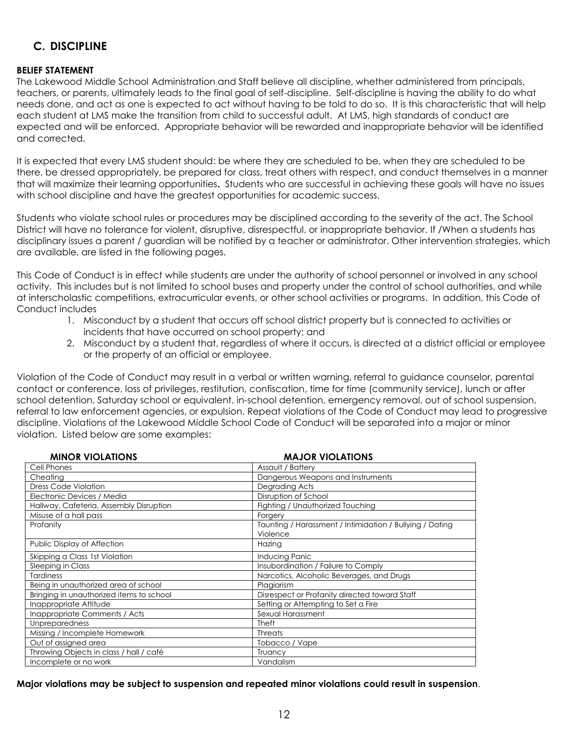## C. DISCIPLINE

**BELIEF STATEMENT**

The Lakewood Middle School Administration and Staff believe all discipline, whether administered from principals, teachers, or parents, ultimately leads to the final goal of self-discipline. Self-discipline is having the ability to do what needs done, and act as one is expected to act without having to be told to do so. It is this characteristic that will help each student at LMS make the transition from child to successful adult. At LMS, high standards of conduct are expected and will be enforced. Appropriate behavior will be rewarded and inappropriate behavior will be identified and corrected.

It is expected that every LMS student should: be where they are scheduled to be, when they are scheduled to be there, be dressed appropriately, be prepared for class, treat others with respect, and conduct themselves in a manner that will maximize their learning opportunities**.** Students who are successful in achieving these goals will have no issues with school discipline and have the greatest opportunities for academic success.

Students who violate school rules or procedures may be disciplined according to the severity of the act. The School District will have no tolerance for violent, disruptive, disrespectful, or inappropriate behavior. If /When a students has disciplinary issues a parent / guardian will be notified by a teacher or administrator. Other intervention strategies, which are available, are listed in the following pages.

This Code of Conduct is in effect while students are under the authority of school personnel or involved in any school activity. This includes but is not limited to school buses and property under the control of school authorities, and while at interscholastic competitions, extracurricular events, or other school activities or programs. In addition, this Code of Conduct includes

1. Misconduct by a student that occurs off school district property but is connected to activities or incidents that have occurred on school property; and
2. Misconduct by a student that, regardless of where it occurs, is directed at a district official or employee or the property of an official or employee.

Violation of the Code of Conduct may result in a verbal or written warning, referral to guidance counselor, parental contact or conference, loss of privileges, restitution, confiscation, time for time (community service), lunch or after school detention, Saturday school or equivalent, in-school detention, emergency removal, out of school suspension, referral to law enforcement agencies, or expulsion. Repeat violations of the Code of Conduct may lead to progressive discipline. Violations of the Lakewood Middle School Code of Conduct will be separated into a major or minor violation. Listed below are some examples:

| MINOR VIOLATIONS | MAJOR VIOLATIONS |
|---|---|
| Cell Phones | Assault / Battery |
| Cheating | Dangerous Weapons and Instruments |
| Dress Code Violation | Degrading Acts |
| Electronic Devices / Media | Disruption of School |
| Hallway, Cafeteria, Assembly Disruption | Fighting / Unauthorized Touching |
| Misuse of a hall pass | Forgery |
| Profanity | Taunting / Harassment / Intimidation / Bullying / Dating Violence |
| Public Display of Affection | Hazing |
| Skipping a Class 1st Violation | Inducing Panic |
| Sleeping in Class | Insubordination / Failure to Comply |
| Tardiness | Narcotics, Alcoholic Beverages, and Drugs |
| Being in unauthorized area of school | Plagiarism |
| Bringing in unauthorized items to school | Disrespect or Profanity directed toward Staff |
| Inappropriate Attitude | Setting or Attempting to Set a Fire |
| Inappropriate Comments / Acts | Sexual Harassment |
| Unpreparedness | Theft |
| Missing / Incomplete Homework | Threats |
| Out of assigned area | Tobacco / Vape |
| Throwing Objects in class / hall / café | Truancy |
| Incomplete or no work | Vandalism |

**Major violations may be subject to suspension and repeated minor violations could result in suspension**.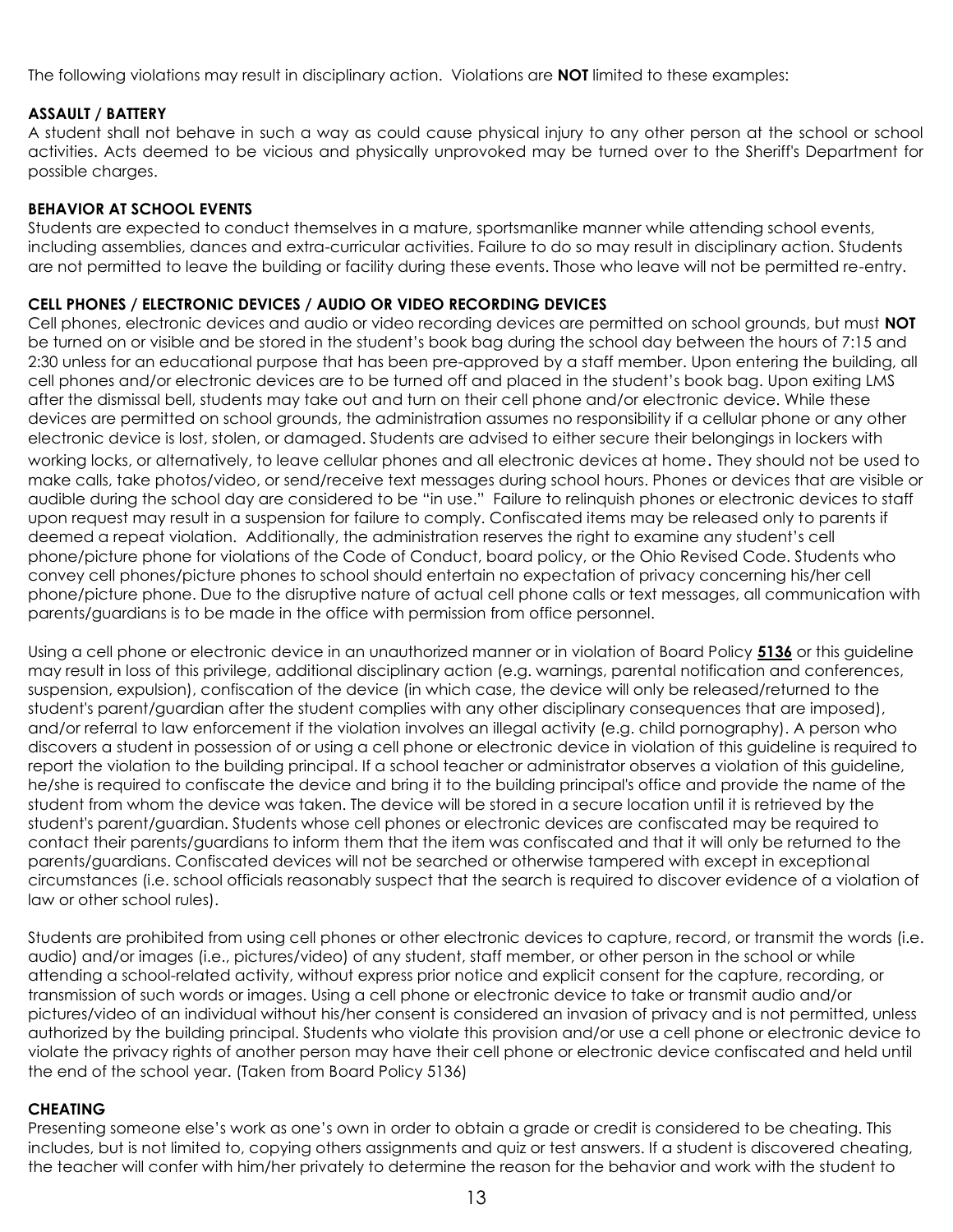The following violations may result in disciplinary action. Violations are **NOT** limited to these examples:

**ASSAULT / BATTERY**

A student shall not behave in such a way as could cause physical injury to any other person at the school or school activities. Acts deemed to be vicious and physically unprovoked may be turned over to the Sheriff's Department for possible charges.

**BEHAVIOR AT SCHOOL EVENTS**

Students are expected to conduct themselves in a mature, sportsmanlike manner while attending school events, including assemblies, dances and extra-curricular activities. Failure to do so may result in disciplinary action. Students are not permitted to leave the building or facility during these events. Those who leave will not be permitted re-entry.

**CELL PHONES / ELECTRONIC DEVICES / AUDIO OR VIDEO RECORDING DEVICES**

Cell phones, electronic devices and audio or video recording devices are permitted on school grounds, but must **NOT** be turned on or visible and be stored in the student's book bag during the school day between the hours of 7:15 and 2:30 unless for an educational purpose that has been pre-approved by a staff member. Upon entering the building, all cell phones and/or electronic devices are to be turned off and placed in the student's book bag. Upon exiting LMS after the dismissal bell, students may take out and turn on their cell phone and/or electronic device. While these devices are permitted on school grounds, the administration assumes no responsibility if a cellular phone or any other electronic device is lost, stolen, or damaged. Students are advised to either secure their belongings in lockers with working locks, or alternatively, to leave cellular phones and all electronic devices at home. They should not be used to make calls, take photos/video, or send/receive text messages during school hours. Phones or devices that are visible or audible during the school day are considered to be "in use." Failure to relinquish phones or electronic devices to staff upon request may result in a suspension for failure to comply. Confiscated items may be released only to parents if deemed a repeat violation. Additionally, the administration reserves the right to examine any student's cell phone/picture phone for violations of the Code of Conduct, board policy, or the Ohio Revised Code. Students who convey cell phones/picture phones to school should entertain no expectation of privacy concerning his/her cell phone/picture phone. Due to the disruptive nature of actual cell phone calls or text messages, all communication with parents/guardians is to be made in the office with permission from office personnel.

Using a cell phone or electronic device in an unauthorized manner or in violation of Board Policy **5136** or this guideline may result in loss of this privilege, additional disciplinary action (e.g. warnings, parental notification and conferences, suspension, expulsion), confiscation of the device (in which case, the device will only be released/returned to the student's parent/guardian after the student complies with any other disciplinary consequences that are imposed), and/or referral to law enforcement if the violation involves an illegal activity (e.g. child pornography). A person who discovers a student in possession of or using a cell phone or electronic device in violation of this guideline is required to report the violation to the building principal. If a school teacher or administrator observes a violation of this guideline, he/she is required to confiscate the device and bring it to the building principal's office and provide the name of the student from whom the device was taken. The device will be stored in a secure location until it is retrieved by the student's parent/guardian. Students whose cell phones or electronic devices are confiscated may be required to contact their parents/guardians to inform them that the item was confiscated and that it will only be returned to the parents/guardians. Confiscated devices will not be searched or otherwise tampered with except in exceptional circumstances (i.e. school officials reasonably suspect that the search is required to discover evidence of a violation of law or other school rules).

Students are prohibited from using cell phones or other electronic devices to capture, record, or transmit the words (i.e. audio) and/or images (i.e., pictures/video) of any student, staff member, or other person in the school or while attending a school-related activity, without express prior notice and explicit consent for the capture, recording, or transmission of such words or images. Using a cell phone or electronic device to take or transmit audio and/or pictures/video of an individual without his/her consent is considered an invasion of privacy and is not permitted, unless authorized by the building principal. Students who violate this provision and/or use a cell phone or electronic device to violate the privacy rights of another person may have their cell phone or electronic device confiscated and held until the end of the school year. (Taken from Board Policy 5136)

**CHEATING**

Presenting someone else's work as one's own in order to obtain a grade or credit is considered to be cheating. This includes, but is not limited to, copying others assignments and quiz or test answers. If a student is discovered cheating, the teacher will confer with him/her privately to determine the reason for the behavior and work with the student to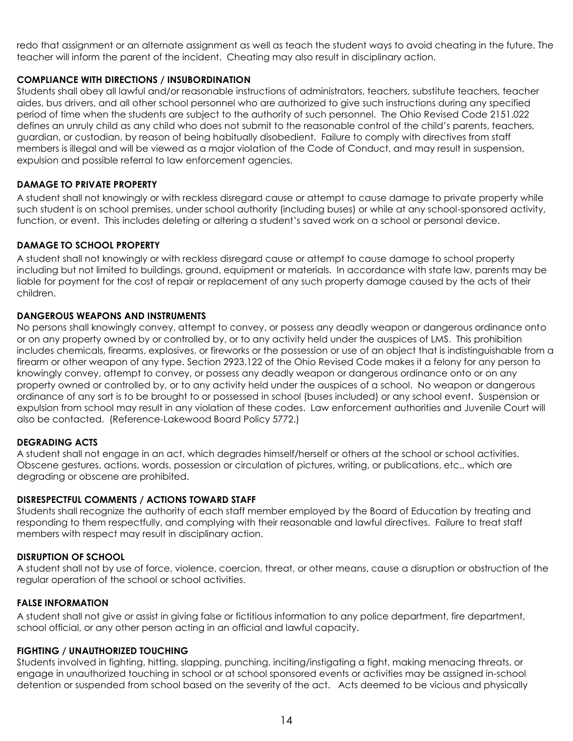redo that assignment or an alternate assignment as well as teach the student ways to avoid cheating in the future. The teacher will inform the parent of the incident. Cheating may also result in disciplinary action.

**COMPLIANCE WITH DIRECTIONS / INSUBORDINATION**

Students shall obey all lawful and/or reasonable instructions of administrators, teachers, substitute teachers, teacher aides, bus drivers, and all other school personnel who are authorized to give such instructions during any specified period of time when the students are subject to the authority of such personnel. The Ohio Revised Code 2151.022 defines an unruly child as any child who does not submit to the reasonable control of the child's parents, teachers, guardian, or custodian, by reason of being habitually disobedient. Failure to comply with directives from staff members is illegal and will be viewed as a major violation of the Code of Conduct, and may result in suspension, expulsion and possible referral to law enforcement agencies.

**DAMAGE TO PRIVATE PROPERTY**

A student shall not knowingly or with reckless disregard cause or attempt to cause damage to private property while such student is on school premises, under school authority (including buses) or while at any school-sponsored activity, function, or event. This includes deleting or altering a student's saved work on a school or personal device.

**DAMAGE TO SCHOOL PROPERTY**

A student shall not knowingly or with reckless disregard cause or attempt to cause damage to school property including but not limited to buildings, ground, equipment or materials. In accordance with state law, parents may be liable for payment for the cost of repair or replacement of any such property damage caused by the acts of their children.

**DANGEROUS WEAPONS AND INSTRUMENTS**

No persons shall knowingly convey, attempt to convey, or possess any deadly weapon or dangerous ordinance onto or on any property owned by or controlled by, or to any activity held under the auspices of LMS. This prohibition includes chemicals, firearms, explosives, or fireworks or the possession or use of an object that is indistinguishable from a firearm or other weapon of any type. Section 2923.122 of the Ohio Revised Code makes it a felony for any person to knowingly convey, attempt to convey, or possess any deadly weapon or dangerous ordinance onto or on any property owned or controlled by, or to any activity held under the auspices of a school. No weapon or dangerous ordinance of any sort is to be brought to or possessed in school (buses included) or any school event. Suspension or expulsion from school may result in any violation of these codes. Law enforcement authorities and Juvenile Court will also be contacted. (Reference-Lakewood Board Policy 5772.)

**DEGRADING ACTS**

A student shall not engage in an act, which degrades himself/herself or others at the school or school activities. Obscene gestures, actions, words, possession or circulation of pictures, writing, or publications, etc., which are degrading or obscene are prohibited.

**DISRESPECTFUL COMMENTS / ACTIONS TOWARD STAFF**

Students shall recognize the authority of each staff member employed by the Board of Education by treating and responding to them respectfully, and complying with their reasonable and lawful directives. Failure to treat staff members with respect may result in disciplinary action.

**DISRUPTION OF SCHOOL**

A student shall not by use of force, violence, coercion, threat, or other means, cause a disruption or obstruction of the regular operation of the school or school activities.

**FALSE INFORMATION**

A student shall not give or assist in giving false or fictitious information to any police department, fire department, school official, or any other person acting in an official and lawful capacity.

**FIGHTING / UNAUTHORIZED TOUCHING**

Students involved in fighting, hitting, slapping, punching, inciting/instigating a fight, making menacing threats, or engage in unauthorized touching in school or at school sponsored events or activities may be assigned in-school detention or suspended from school based on the severity of the act. Acts deemed to be vicious and physically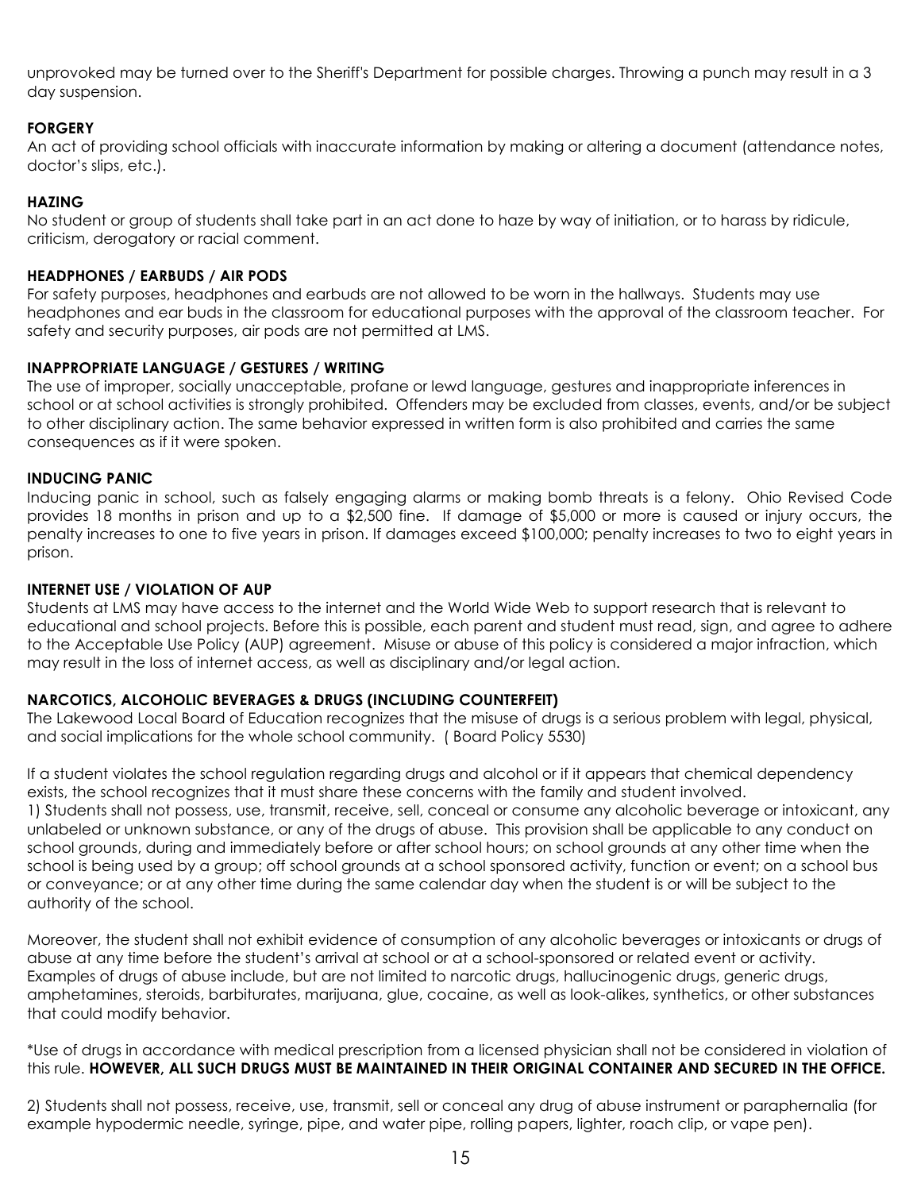unprovoked may be turned over to the Sheriff's Department for possible charges. Throwing a punch may result in a 3 day suspension.

**FORGERY**

An act of providing school officials with inaccurate information by making or altering a document (attendance notes, doctor's slips, etc.).

**HAZING**

No student or group of students shall take part in an act done to haze by way of initiation, or to harass by ridicule, criticism, derogatory or racial comment.

**HEADPHONES / EARBUDS / AIR PODS**

For safety purposes, headphones and earbuds are not allowed to be worn in the hallways. Students may use headphones and ear buds in the classroom for educational purposes with the approval of the classroom teacher. For safety and security purposes, air pods are not permitted at LMS.

**INAPPROPRIATE LANGUAGE / GESTURES / WRITING**

The use of improper, socially unacceptable, profane or lewd language, gestures and inappropriate inferences in school or at school activities is strongly prohibited. Offenders may be excluded from classes, events, and/or be subject to other disciplinary action. The same behavior expressed in written form is also prohibited and carries the same consequences as if it were spoken.

**INDUCING PANIC**

Inducing panic in school, such as falsely engaging alarms or making bomb threats is a felony. Ohio Revised Code provides 18 months in prison and up to a $2,500 fine. If damage of $5,000 or more is caused or injury occurs, the penalty increases to one to five years in prison. If damages exceed $100,000; penalty increases to two to eight years in prison.

**INTERNET USE / VIOLATION OF AUP**

Students at LMS may have access to the internet and the World Wide Web to support research that is relevant to educational and school projects. Before this is possible, each parent and student must read, sign, and agree to adhere to the Acceptable Use Policy (AUP) agreement. Misuse or abuse of this policy is considered a major infraction, which may result in the loss of internet access, as well as disciplinary and/or legal action.

**NARCOTICS, ALCOHOLIC BEVERAGES & DRUGS (INCLUDING COUNTERFEIT)**

The Lakewood Local Board of Education recognizes that the misuse of drugs is a serious problem with legal, physical, and social implications for the whole school community. ( Board Policy 5530)

If a student violates the school regulation regarding drugs and alcohol or if it appears that chemical dependency exists, the school recognizes that it must share these concerns with the family and student involved.

1) Students shall not possess, use, transmit, receive, sell, conceal or consume any alcoholic beverage or intoxicant, any unlabeled or unknown substance, or any of the drugs of abuse. This provision shall be applicable to any conduct on school grounds, during and immediately before or after school hours; on school grounds at any other time when the school is being used by a group; off school grounds at a school sponsored activity, function or event; on a school bus or conveyance; or at any other time during the same calendar day when the student is or will be subject to the authority of the school.

Moreover, the student shall not exhibit evidence of consumption of any alcoholic beverages or intoxicants or drugs of abuse at any time before the student's arrival at school or at a school-sponsored or related event or activity. Examples of drugs of abuse include, but are not limited to narcotic drugs, hallucinogenic drugs, generic drugs, amphetamines, steroids, barbiturates, marijuana, glue, cocaine, as well as look-alikes, synthetics, or other substances that could modify behavior.

*Use of drugs in accordance with medical prescription from a licensed physician shall not be considered in violation of this rule. **HOWEVER, ALL SUCH DRUGS MUST BE MAINTAINED IN THEIR ORIGINAL CONTAINER AND SECURED IN THE OFFICE.**

2) Students shall not possess, receive, use, transmit, sell or conceal any drug of abuse instrument or paraphernalia (for example hypodermic needle, syringe, pipe, and water pipe, rolling papers, lighter, roach clip, or vape pen).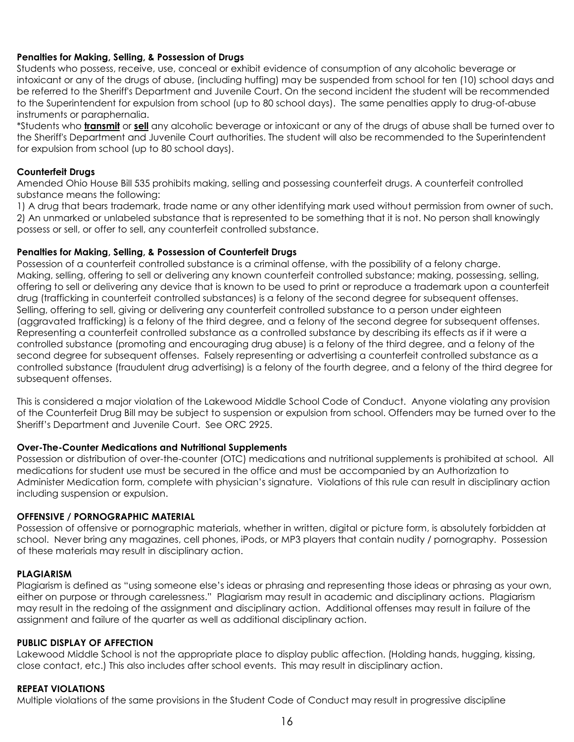**Penalties for Making, Selling, & Possession of Drugs**

Students who possess, receive, use, conceal or exhibit evidence of consumption of any alcoholic beverage or intoxicant or any of the drugs of abuse, (including huffing) may be suspended from school for ten (10) school days and be referred to the Sheriff's Department and Juvenile Court. On the second incident the student will be recommended to the Superintendent for expulsion from school (up to 80 school days). The same penalties apply to drug-of-abuse instruments or paraphernalia.

*Students who **transmit** or **sell** any alcoholic beverage or intoxicant or any of the drugs of abuse shall be turned over to the Sheriff's Department and Juvenile Court authorities. The student will also be recommended to the Superintendent for expulsion from school (up to 80 school days).

**Counterfeit Drugs**

Amended Ohio House Bill 535 prohibits making, selling and possessing counterfeit drugs. A counterfeit controlled substance means the following:

1) A drug that bears trademark, trade name or any other identifying mark used without permission from owner of such.
2) An unmarked or unlabeled substance that is represented to be something that it is not. No person shall knowingly possess or sell, or offer to sell, any counterfeit controlled substance.

**Penalties for Making, Selling, & Possession of Counterfeit Drugs**

Possession of a counterfeit controlled substance is a criminal offense, with the possibility of a felony charge. Making, selling, offering to sell or delivering any known counterfeit controlled substance; making, possessing, selling, offering to sell or delivering any device that is known to be used to print or reproduce a trademark upon a counterfeit drug (trafficking in counterfeit controlled substances) is a felony of the second degree for subsequent offenses. Selling, offering to sell, giving or delivering any counterfeit controlled substance to a person under eighteen (aggravated trafficking) is a felony of the third degree, and a felony of the second degree for subsequent offenses. Representing a counterfeit controlled substance as a controlled substance by describing its effects as if it were a controlled substance (promoting and encouraging drug abuse) is a felony of the third degree, and a felony of the second degree for subsequent offenses. Falsely representing or advertising a counterfeit controlled substance as a controlled substance (fraudulent drug advertising) is a felony of the fourth degree, and a felony of the third degree for subsequent offenses.

This is considered a major violation of the Lakewood Middle School Code of Conduct. Anyone violating any provision of the Counterfeit Drug Bill may be subject to suspension or expulsion from school. Offenders may be turned over to the Sheriff's Department and Juvenile Court. See ORC 2925.

**Over-The-Counter Medications and Nutritional Supplements**

Possession or distribution of over-the-counter (OTC) medications and nutritional supplements is prohibited at school. All medications for student use must be secured in the office and must be accompanied by an Authorization to Administer Medication form, complete with physician's signature. Violations of this rule can result in disciplinary action including suspension or expulsion.

**OFFENSIVE / PORNOGRAPHIC MATERIAL**

Possession of offensive or pornographic materials, whether in written, digital or picture form, is absolutely forbidden at school. Never bring any magazines, cell phones, iPods, or MP3 players that contain nudity / pornography. Possession of these materials may result in disciplinary action.

**PLAGIARISM**

Plagiarism is defined as "using someone else's ideas or phrasing and representing those ideas or phrasing as your own, either on purpose or through carelessness." Plagiarism may result in academic and disciplinary actions. Plagiarism may result in the redoing of the assignment and disciplinary action. Additional offenses may result in failure of the assignment and failure of the quarter as well as additional disciplinary action.

**PUBLIC DISPLAY OF AFFECTION**

Lakewood Middle School is not the appropriate place to display public affection. (Holding hands, hugging, kissing, close contact, etc.) This also includes after school events. This may result in disciplinary action.

**REPEAT VIOLATIONS**

Multiple violations of the same provisions in the Student Code of Conduct may result in progressive discipline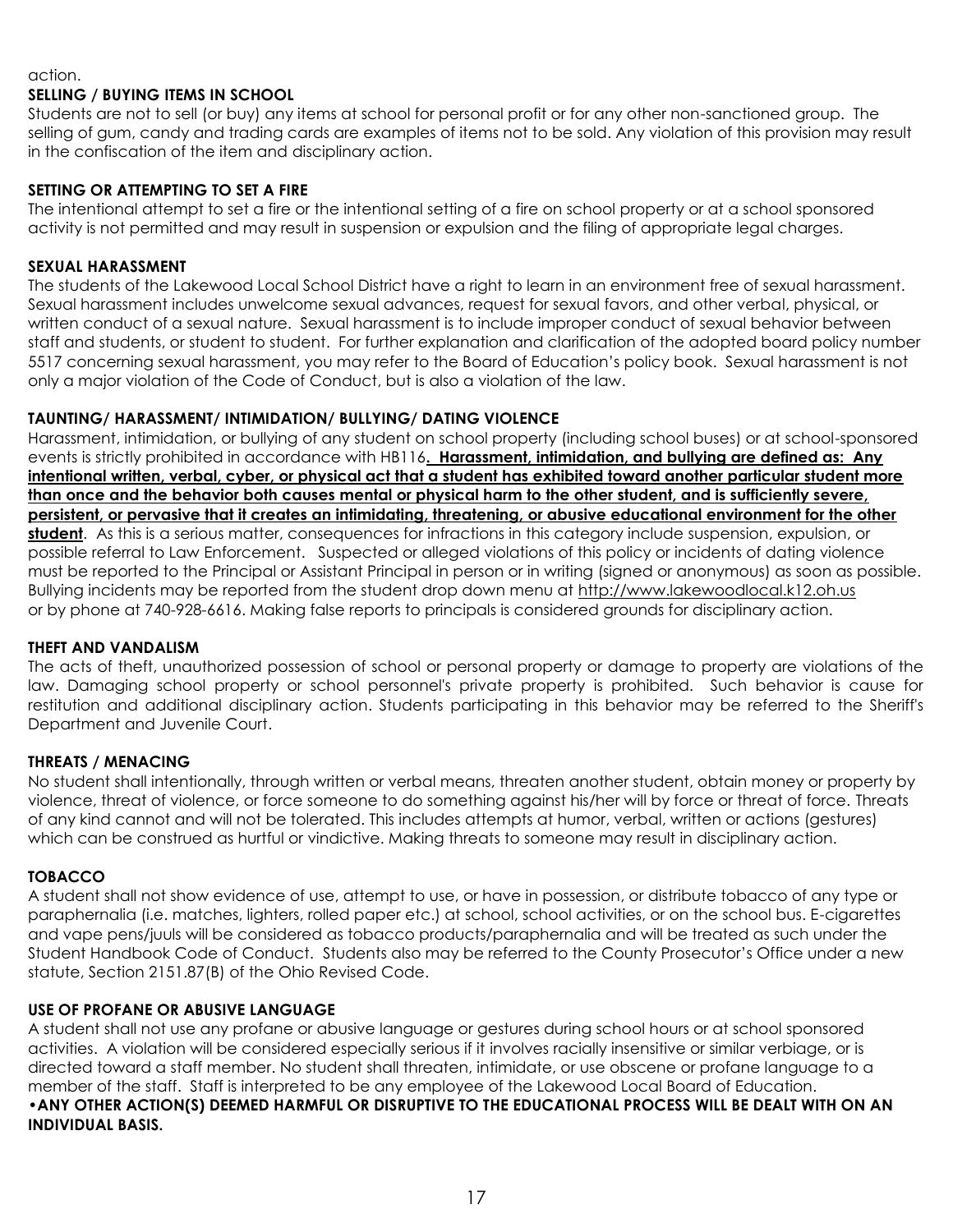action.

**SELLING / BUYING ITEMS IN SCHOOL**

Students are not to sell (or buy) any items at school for personal profit or for any other non-sanctioned group. The selling of gum, candy and trading cards are examples of items not to be sold. Any violation of this provision may result in the confiscation of the item and disciplinary action.

**SETTING OR ATTEMPTING TO SET A FIRE**

The intentional attempt to set a fire or the intentional setting of a fire on school property or at a school sponsored activity is not permitted and may result in suspension or expulsion and the filing of appropriate legal charges.

**SEXUAL HARASSMENT**

The students of the Lakewood Local School District have a right to learn in an environment free of sexual harassment. Sexual harassment includes unwelcome sexual advances, request for sexual favors, and other verbal, physical, or written conduct of a sexual nature. Sexual harassment is to include improper conduct of sexual behavior between staff and students, or student to student. For further explanation and clarification of the adopted board policy number 5517 concerning sexual harassment, you may refer to the Board of Education's policy book. Sexual harassment is not only a major violation of the Code of Conduct, but is also a violation of the law.

**TAUNTING/ HARASSMENT/ INTIMIDATION/ BULLYING/ DATING VIOLENCE**

Harassment, intimidation, or bullying of any student on school property (including school buses) or at school-sponsored events is strictly prohibited in accordance with HB116**. Harassment, intimidation, and bullying are defined as: Any intentional written, verbal, cyber, or physical act that a student has exhibited toward another particular student more than once and the behavior both causes mental or physical harm to the other student, and is sufficiently severe, persistent, or pervasive that it creates an intimidating, threatening, or abusive educational environment for the other student**. As this is a serious matter, consequences for infractions in this category include suspension, expulsion, or possible referral to Law Enforcement. Suspected or alleged violations of this policy or incidents of dating violence must be reported to the Principal or Assistant Principal in person or in writing (signed or anonymous) as soon as possible. Bullying incidents may be reported from the student drop down menu at http://www.lakewoodlocal.k12.oh.us or by phone at 740-928-6616. Making false reports to principals is considered grounds for disciplinary action.

**THEFT AND VANDALISM**

The acts of theft, unauthorized possession of school or personal property or damage to property are violations of the law. Damaging school property or school personnel's private property is prohibited. Such behavior is cause for restitution and additional disciplinary action. Students participating in this behavior may be referred to the Sheriff's Department and Juvenile Court.

**THREATS / MENACING**

No student shall intentionally, through written or verbal means, threaten another student, obtain money or property by violence, threat of violence, or force someone to do something against his/her will by force or threat of force. Threats of any kind cannot and will not be tolerated. This includes attempts at humor, verbal, written or actions (gestures) which can be construed as hurtful or vindictive. Making threats to someone may result in disciplinary action.

**TOBACCO**

A student shall not show evidence of use, attempt to use, or have in possession, or distribute tobacco of any type or paraphernalia (i.e. matches, lighters, rolled paper etc.) at school, school activities, or on the school bus. E-cigarettes and vape pens/juuls will be considered as tobacco products/paraphernalia and will be treated as such under the Student Handbook Code of Conduct. Students also may be referred to the County Prosecutor's Office under a new statute, Section 2151.87(B) of the Ohio Revised Code.

**USE OF PROFANE OR ABUSIVE LANGUAGE**

A student shall not use any profane or abusive language or gestures during school hours or at school sponsored activities. A violation will be considered especially serious if it involves racially insensitive or similar verbiage, or is directed toward a staff member. No student shall threaten, intimidate, or use obscene or profane language to a member of the staff. Staff is interpreted to be any employee of the Lakewood Local Board of Education.

**•ANY OTHER ACTION(S) DEEMED HARMFUL OR DISRUPTIVE TO THE EDUCATIONAL PROCESS WILL BE DEALT WITH ON AN INDIVIDUAL BASIS.**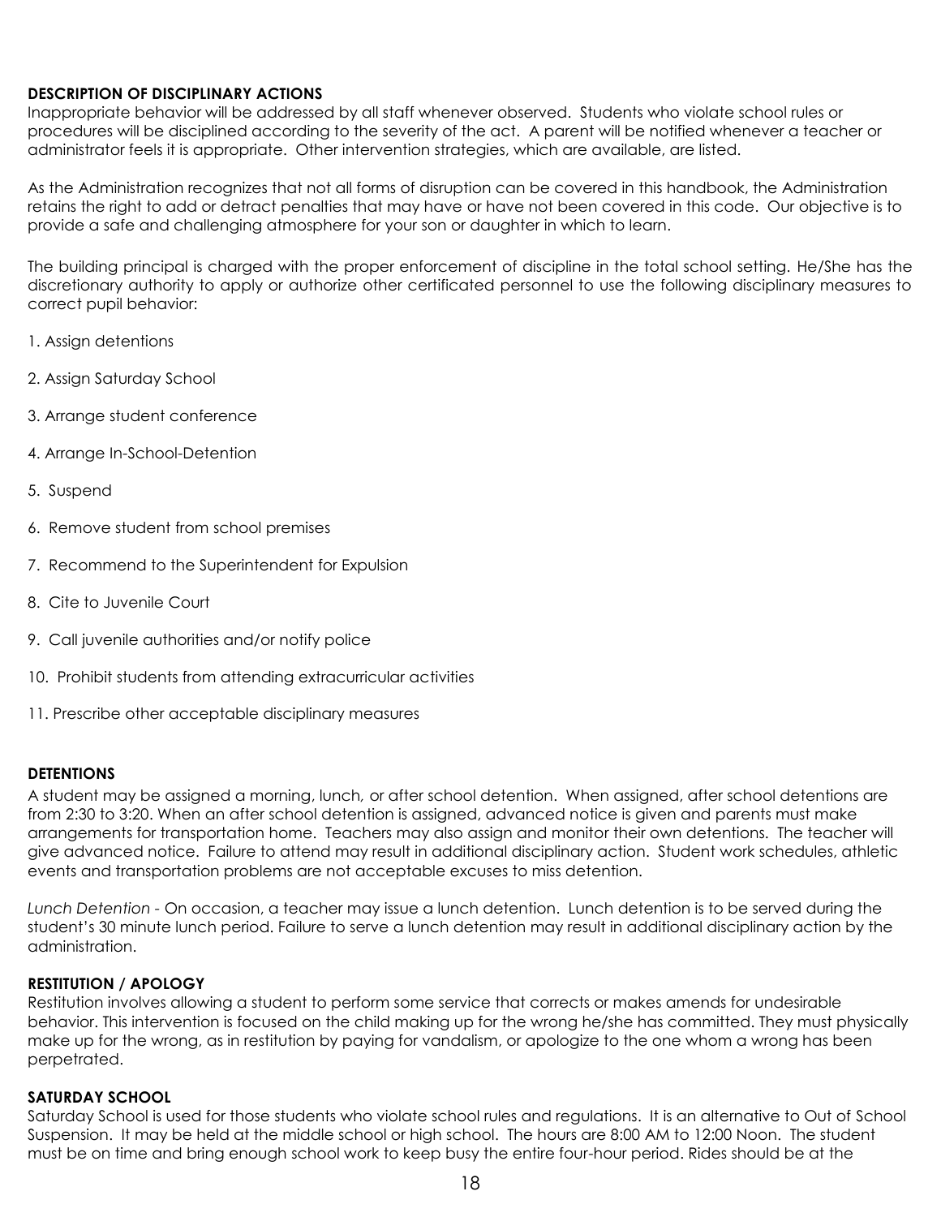**DESCRIPTION OF DISCIPLINARY ACTIONS**

Inappropriate behavior will be addressed by all staff whenever observed. Students who violate school rules or procedures will be disciplined according to the severity of the act. A parent will be notified whenever a teacher or administrator feels it is appropriate. Other intervention strategies, which are available, are listed.

As the Administration recognizes that not all forms of disruption can be covered in this handbook, the Administration retains the right to add or detract penalties that may have or have not been covered in this code. Our objective is to provide a safe and challenging atmosphere for your son or daughter in which to learn.

The building principal is charged with the proper enforcement of discipline in the total school setting. He/She has the discretionary authority to apply or authorize other certificated personnel to use the following disciplinary measures to correct pupil behavior:

1. Assign detentions
2. Assign Saturday School
3. Arrange student conference
4. Arrange In-School-Detention
5. Suspend
6. Remove student from school premises
7. Recommend to the Superintendent for Expulsion
8. Cite to Juvenile Court
9. Call juvenile authorities and/or notify police
10. Prohibit students from attending extracurricular activities
11. Prescribe other acceptable disciplinary measures

**DETENTIONS**

A student may be assigned a morning, lunch, or after school detention. When assigned, after school detentions are from 2:30 to 3:20. When an after school detention is assigned, advanced notice is given and parents must make arrangements for transportation home. Teachers may also assign and monitor their own detentions. The teacher will give advanced notice. Failure to attend may result in additional disciplinary action. Student work schedules, athletic events and transportation problems are not acceptable excuses to miss detention.

*Lunch Detention* - On occasion, a teacher may issue a lunch detention. Lunch detention is to be served during the student's 30 minute lunch period. Failure to serve a lunch detention may result in additional disciplinary action by the administration.

**RESTITUTION / APOLOGY**

Restitution involves allowing a student to perform some service that corrects or makes amends for undesirable behavior. This intervention is focused on the child making up for the wrong he/she has committed. They must physically make up for the wrong, as in restitution by paying for vandalism, or apologize to the one whom a wrong has been perpetrated.

**SATURDAY SCHOOL**

Saturday School is used for those students who violate school rules and regulations. It is an alternative to Out of School Suspension. It may be held at the middle school or high school. The hours are 8:00 AM to 12:00 Noon. The student must be on time and bring enough school work to keep busy the entire four-hour period. Rides should be at the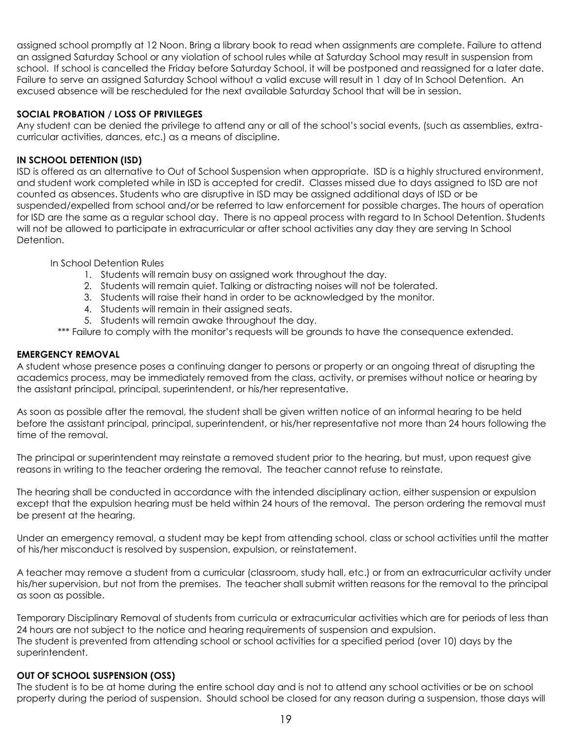assigned school promptly at 12 Noon. Bring a library book to read when assignments are complete. Failure to attend an assigned Saturday School or any violation of school rules while at Saturday School may result in suspension from school. If school is cancelled the Friday before Saturday School, it will be postponed and reassigned for a later date. Failure to serve an assigned Saturday School without a valid excuse will result in 1 day of In School Detention. An excused absence will be rescheduled for the next available Saturday School that will be in session.

**SOCIAL PROBATION / LOSS OF PRIVILEGES**

Any student can be denied the privilege to attend any or all of the school's social events, (such as assemblies, extra-curricular activities, dances, etc.) as a means of discipline.

**IN SCHOOL DETENTION (ISD)**

ISD is offered as an alternative to Out of School Suspension when appropriate. ISD is a highly structured environment, and student work completed while in ISD is accepted for credit. Classes missed due to days assigned to ISD are not counted as absences. Students who are disruptive in ISD may be assigned additional days of ISD or be suspended/expelled from school and/or be referred to law enforcement for possible charges. The hours of operation for ISD are the same as a regular school day. There is no appeal process with regard to In School Detention. Students will not be allowed to participate in extracurricular or after school activities any day they are serving In School Detention.

In School Detention Rules

1. Students will remain busy on assigned work throughout the day.
2. Students will remain quiet. Talking or distracting noises will not be tolerated.
3. Students will raise their hand in order to be acknowledged by the monitor.
4. Students will remain in their assigned seats.
5. Students will remain awake throughout the day.

*** Failure to comply with the monitor's requests will be grounds to have the consequence extended.

**EMERGENCY REMOVAL**

A student whose presence poses a continuing danger to persons or property or an ongoing threat of disrupting the academics process, may be immediately removed from the class, activity, or premises without notice or hearing by the assistant principal, principal, superintendent, or his/her representative.

As soon as possible after the removal, the student shall be given written notice of an informal hearing to be held before the assistant principal, principal, superintendent, or his/her representative not more than 24 hours following the time of the removal.

The principal or superintendent may reinstate a removed student prior to the hearing, but must, upon request give reasons in writing to the teacher ordering the removal. The teacher cannot refuse to reinstate.

The hearing shall be conducted in accordance with the intended disciplinary action, either suspension or expulsion except that the expulsion hearing must be held within 24 hours of the removal. The person ordering the removal must be present at the hearing.

Under an emergency removal, a student may be kept from attending school, class or school activities until the matter of his/her misconduct is resolved by suspension, expulsion, or reinstatement.

A teacher may remove a student from a curricular (classroom, study hall, etc.) or from an extracurricular activity under his/her supervision, but not from the premises. The teacher shall submit written reasons for the removal to the principal as soon as possible.

Temporary Disciplinary Removal of students from curricula or extracurricular activities which are for periods of less than 24 hours are not subject to the notice and hearing requirements of suspension and expulsion.
The student is prevented from attending school or school activities for a specified period (over 10) days by the superintendent.

**OUT OF SCHOOL SUSPENSION (OSS)**

The student is to be at home during the entire school day and is not to attend any school activities or be on school property during the period of suspension. Should school be closed for any reason during a suspension, those days will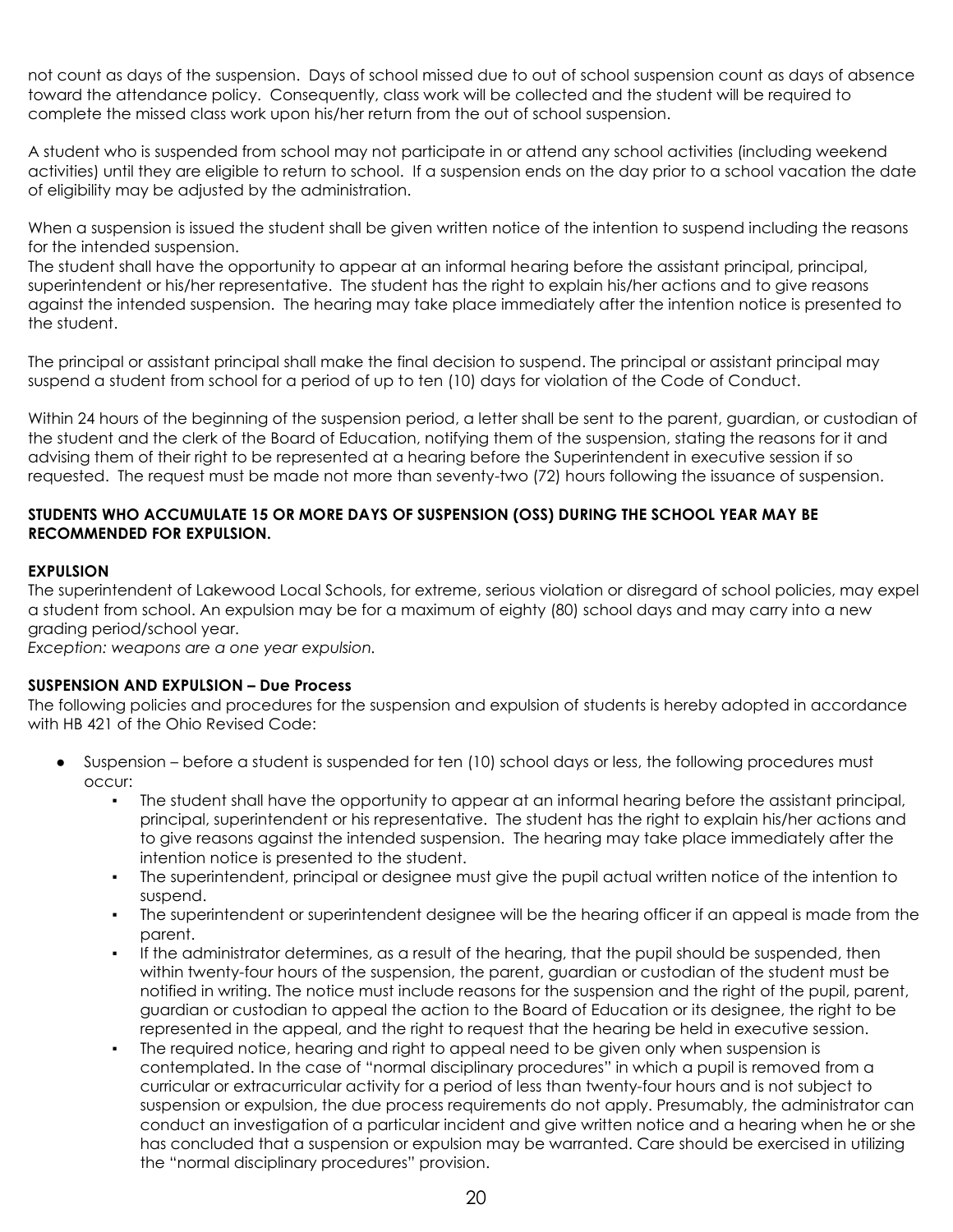not count as days of the suspension. Days of school missed due to out of school suspension count as days of absence toward the attendance policy. Consequently, class work will be collected and the student will be required to complete the missed class work upon his/her return from the out of school suspension.

A student who is suspended from school may not participate in or attend any school activities (including weekend activities) until they are eligible to return to school. If a suspension ends on the day prior to a school vacation the date of eligibility may be adjusted by the administration.

When a suspension is issued the student shall be given written notice of the intention to suspend including the reasons for the intended suspension.
The student shall have the opportunity to appear at an informal hearing before the assistant principal, principal, superintendent or his/her representative. The student has the right to explain his/her actions and to give reasons against the intended suspension. The hearing may take place immediately after the intention notice is presented to the student.

The principal or assistant principal shall make the final decision to suspend. The principal or assistant principal may suspend a student from school for a period of up to ten (10) days for violation of the Code of Conduct.

Within 24 hours of the beginning of the suspension period, a letter shall be sent to the parent, guardian, or custodian of the student and the clerk of the Board of Education, notifying them of the suspension, stating the reasons for it and advising them of their right to be represented at a hearing before the Superintendent in executive session if so requested. The request must be made not more than seventy-two (72) hours following the issuance of suspension.

**STUDENTS WHO ACCUMULATE 15 OR MORE DAYS OF SUSPENSION (OSS) DURING THE SCHOOL YEAR MAY BE RECOMMENDED FOR EXPULSION.**

**EXPULSION**
The superintendent of Lakewood Local Schools, for extreme, serious violation or disregard of school policies, may expel a student from school. An expulsion may be for a maximum of eighty (80) school days and may carry into a new grading period/school year.
*Exception: weapons are a one year expulsion.*

**SUSPENSION AND EXPULSION – Due Process**
The following policies and procedures for the suspension and expulsion of students is hereby adopted in accordance with HB 421 of the Ohio Revised Code:

- Suspension – before a student is suspended for ten (10) school days or less, the following procedures must occur:
  - The student shall have the opportunity to appear at an informal hearing before the assistant principal, principal, superintendent or his representative. The student has the right to explain his/her actions and to give reasons against the intended suspension. The hearing may take place immediately after the intention notice is presented to the student.
  - The superintendent, principal or designee must give the pupil actual written notice of the intention to suspend.
  - The superintendent or superintendent designee will be the hearing officer if an appeal is made from the parent.
  - If the administrator determines, as a result of the hearing, that the pupil should be suspended, then within twenty-four hours of the suspension, the parent, guardian or custodian of the student must be notified in writing. The notice must include reasons for the suspension and the right of the pupil, parent, guardian or custodian to appeal the action to the Board of Education or its designee, the right to be represented in the appeal, and the right to request that the hearing be held in executive session.
  - The required notice, hearing and right to appeal need to be given only when suspension is contemplated. In the case of "normal disciplinary procedures" in which a pupil is removed from a curricular or extracurricular activity for a period of less than twenty-four hours and is not subject to suspension or expulsion, the due process requirements do not apply. Presumably, the administrator can conduct an investigation of a particular incident and give written notice and a hearing when he or she has concluded that a suspension or expulsion may be warranted. Care should be exercised in utilizing the "normal disciplinary procedures" provision.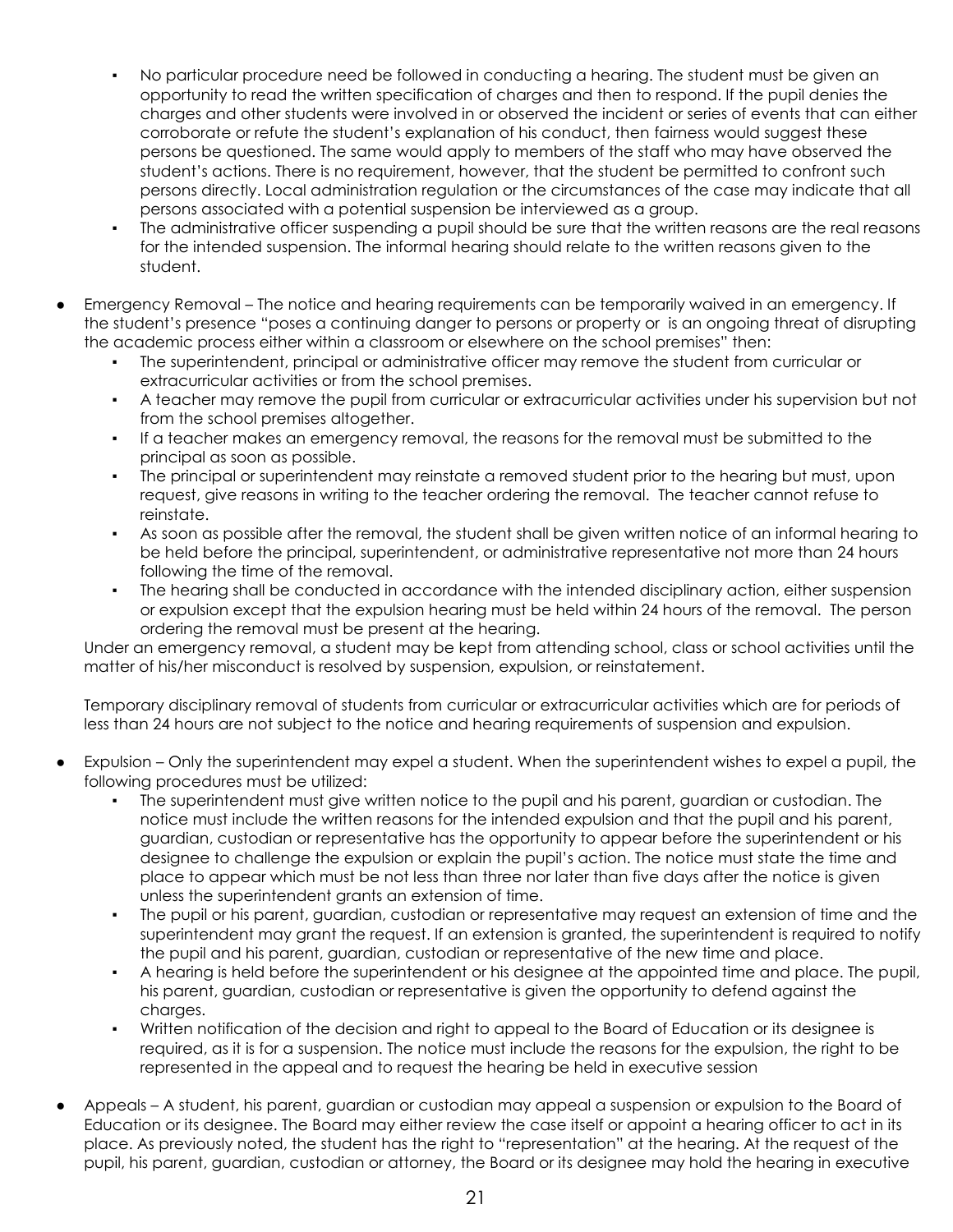- No particular procedure need be followed in conducting a hearing. The student must be given an opportunity to read the written specification of charges and then to respond. If the pupil denies the charges and other students were involved in or observed the incident or series of events that can either corroborate or refute the student's explanation of his conduct, then fairness would suggest these persons be questioned. The same would apply to members of the staff who may have observed the student's actions. There is no requirement, however, that the student be permitted to confront such persons directly. Local administration regulation or the circumstances of the case may indicate that all persons associated with a potential suspension be interviewed as a group.
- The administrative officer suspending a pupil should be sure that the written reasons are the real reasons for the intended suspension. The informal hearing should relate to the written reasons given to the student.

- Emergency Removal – The notice and hearing requirements can be temporarily waived in an emergency. If the student's presence "poses a continuing danger to persons or property or is an ongoing threat of disrupting the academic process either within a classroom or elsewhere on the school premises" then:
  - The superintendent, principal or administrative officer may remove the student from curricular or extracurricular activities or from the school premises.
  - A teacher may remove the pupil from curricular or extracurricular activities under his supervision but not from the school premises altogether.
  - If a teacher makes an emergency removal, the reasons for the removal must be submitted to the principal as soon as possible.
  - The principal or superintendent may reinstate a removed student prior to the hearing but must, upon request, give reasons in writing to the teacher ordering the removal. The teacher cannot refuse to reinstate.
  - As soon as possible after the removal, the student shall be given written notice of an informal hearing to be held before the principal, superintendent, or administrative representative not more than 24 hours following the time of the removal.
  - The hearing shall be conducted in accordance with the intended disciplinary action, either suspension or expulsion except that the expulsion hearing must be held within 24 hours of the removal. The person ordering the removal must be present at the hearing.

  Under an emergency removal, a student may be kept from attending school, class or school activities until the matter of his/her misconduct is resolved by suspension, expulsion, or reinstatement.

  Temporary disciplinary removal of students from curricular or extracurricular activities which are for periods of less than 24 hours are not subject to the notice and hearing requirements of suspension and expulsion.

- Expulsion – Only the superintendent may expel a student. When the superintendent wishes to expel a pupil, the following procedures must be utilized:
  - The superintendent must give written notice to the pupil and his parent, guardian or custodian. The notice must include the written reasons for the intended expulsion and that the pupil and his parent, guardian, custodian or representative has the opportunity to appear before the superintendent or his designee to challenge the expulsion or explain the pupil's action. The notice must state the time and place to appear which must be not less than three nor later than five days after the notice is given unless the superintendent grants an extension of time.
  - The pupil or his parent, guardian, custodian or representative may request an extension of time and the superintendent may grant the request. If an extension is granted, the superintendent is required to notify the pupil and his parent, guardian, custodian or representative of the new time and place.
  - A hearing is held before the superintendent or his designee at the appointed time and place. The pupil, his parent, guardian, custodian or representative is given the opportunity to defend against the charges.
  - Written notification of the decision and right to appeal to the Board of Education or its designee is required, as it is for a suspension. The notice must include the reasons for the expulsion, the right to be represented in the appeal and to request the hearing be held in executive session

- Appeals – A student, his parent, guardian or custodian may appeal a suspension or expulsion to the Board of Education or its designee. The Board may either review the case itself or appoint a hearing officer to act in its place. As previously noted, the student has the right to "representation" at the hearing. At the request of the pupil, his parent, guardian, custodian or attorney, the Board or its designee may hold the hearing in executive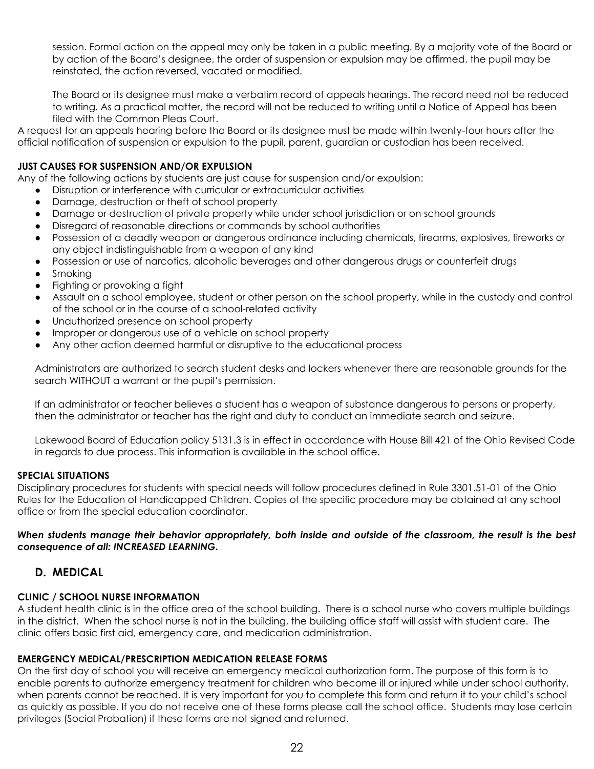session. Formal action on the appeal may only be taken in a public meeting. By a majority vote of the Board or by action of the Board's designee, the order of suspension or expulsion may be affirmed, the pupil may be reinstated, the action reversed, vacated or modified.

The Board or its designee must make a verbatim record of appeals hearings. The record need not be reduced to writing. As a practical matter, the record will not be reduced to writing until a Notice of Appeal has been filed with the Common Pleas Court.

A request for an appeals hearing before the Board or its designee must be made within twenty-four hours after the official notification of suspension or expulsion to the pupil, parent, guardian or custodian has been received.

**JUST CAUSES FOR SUSPENSION AND/OR EXPULSION**

Any of the following actions by students are just cause for suspension and/or expulsion:

- Disruption or interference with curricular or extracurricular activities
- Damage, destruction or theft of school property
- Damage or destruction of private property while under school jurisdiction or on school grounds
- Disregard of reasonable directions or commands by school authorities
- Possession of a deadly weapon or dangerous ordinance including chemicals, firearms, explosives, fireworks or any object indistinguishable from a weapon of any kind
- Possession or use of narcotics, alcoholic beverages and other dangerous drugs or counterfeit drugs
- Smoking
- Fighting or provoking a fight
- Assault on a school employee, student or other person on the school property, while in the custody and control of the school or in the course of a school-related activity
- Unauthorized presence on school property
- Improper or dangerous use of a vehicle on school property
- Any other action deemed harmful or disruptive to the educational process

Administrators are authorized to search student desks and lockers whenever there are reasonable grounds for the search WITHOUT a warrant or the pupil's permission.

If an administrator or teacher believes a student has a weapon of substance dangerous to persons or property, then the administrator or teacher has the right and duty to conduct an immediate search and seizure.

Lakewood Board of Education policy 5131.3 is in effect in accordance with House Bill 421 of the Ohio Revised Code in regards to due process. This information is available in the school office.

**SPECIAL SITUATIONS**

Disciplinary procedures for students with special needs will follow procedures defined in Rule 3301.51-01 of the Ohio Rules for the Education of Handicapped Children. Copies of the specific procedure may be obtained at any school office or from the special education coordinator.

***When students manage their behavior appropriately, both inside and outside of the classroom, the result is the best consequence of all: INCREASED LEARNING.***

## D. MEDICAL

**CLINIC / SCHOOL NURSE INFORMATION**

A student health clinic is in the office area of the school building. There is a school nurse who covers multiple buildings in the district. When the school nurse is not in the building, the building office staff will assist with student care. The clinic offers basic first aid, emergency care, and medication administration.

**EMERGENCY MEDICAL/PRESCRIPTION MEDICATION RELEASE FORMS**

On the first day of school you will receive an emergency medical authorization form. The purpose of this form is to enable parents to authorize emergency treatment for children who become ill or injured while under school authority, when parents cannot be reached. It is very important for you to complete this form and return it to your child's school as quickly as possible. If you do not receive one of these forms please call the school office. Students may lose certain privileges (Social Probation) if these forms are not signed and returned.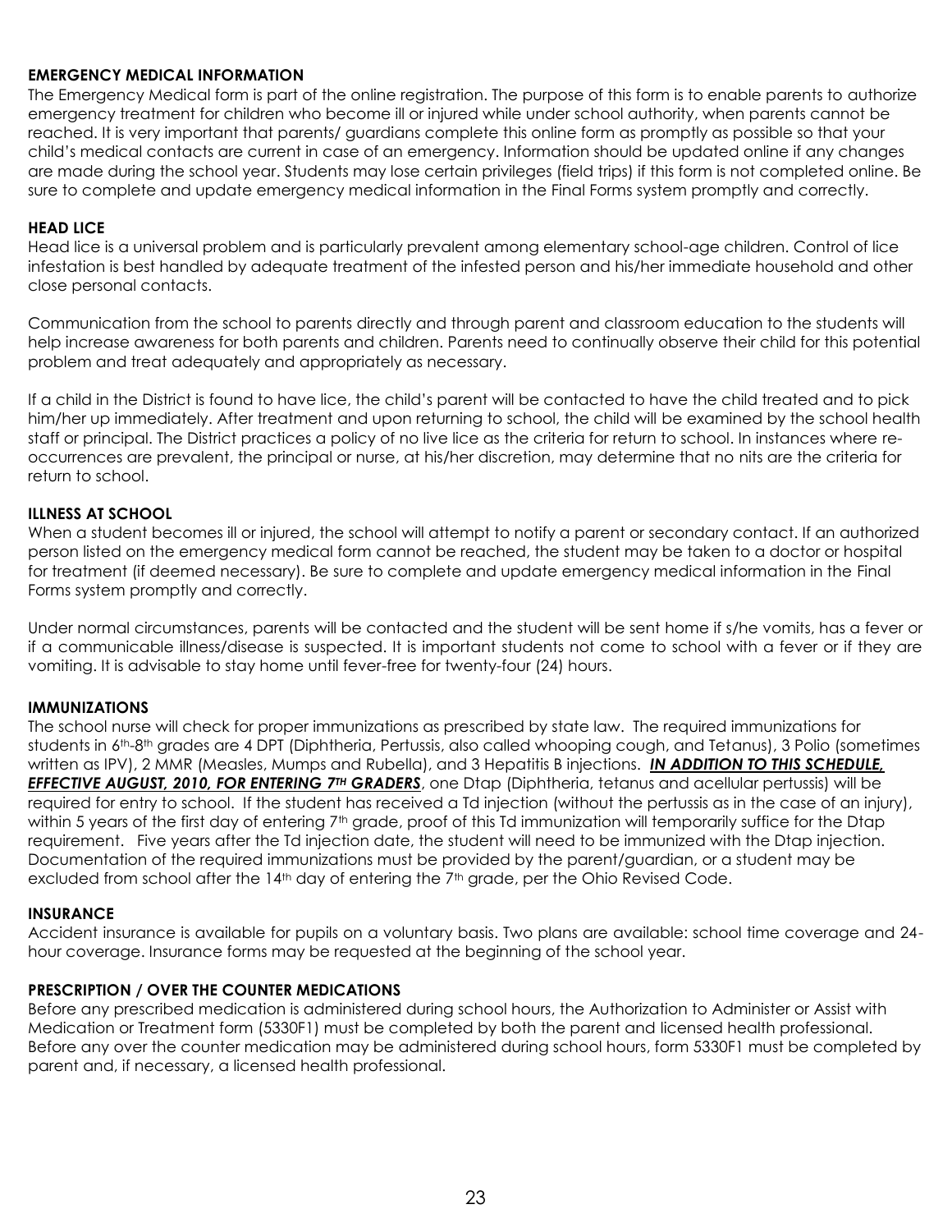**EMERGENCY MEDICAL INFORMATION**

The Emergency Medical form is part of the online registration. The purpose of this form is to enable parents to authorize emergency treatment for children who become ill or injured while under school authority, when parents cannot be reached. It is very important that parents/ guardians complete this online form as promptly as possible so that your child's medical contacts are current in case of an emergency. Information should be updated online if any changes are made during the school year. Students may lose certain privileges (field trips) if this form is not completed online. Be sure to complete and update emergency medical information in the Final Forms system promptly and correctly.

**HEAD LICE**

Head lice is a universal problem and is particularly prevalent among elementary school-age children. Control of lice infestation is best handled by adequate treatment of the infested person and his/her immediate household and other close personal contacts.

Communication from the school to parents directly and through parent and classroom education to the students will help increase awareness for both parents and children. Parents need to continually observe their child for this potential problem and treat adequately and appropriately as necessary.

If a child in the District is found to have lice, the child's parent will be contacted to have the child treated and to pick him/her up immediately. After treatment and upon returning to school, the child will be examined by the school health staff or principal. The District practices a policy of no live lice as the criteria for return to school. In instances where re-occurrences are prevalent, the principal or nurse, at his/her discretion, may determine that no nits are the criteria for return to school.

**ILLNESS AT SCHOOL**

When a student becomes ill or injured, the school will attempt to notify a parent or secondary contact. If an authorized person listed on the emergency medical form cannot be reached, the student may be taken to a doctor or hospital for treatment (if deemed necessary). Be sure to complete and update emergency medical information in the Final Forms system promptly and correctly.

Under normal circumstances, parents will be contacted and the student will be sent home if s/he vomits, has a fever or if a communicable illness/disease is suspected. It is important students not come to school with a fever or if they are vomiting. It is advisable to stay home until fever-free for twenty-four (24) hours.

**IMMUNIZATIONS**

The school nurse will check for proper immunizations as prescribed by state law. The required immunizations for students in 6th-8th grades are 4 DPT (Diphtheria, Pertussis, also called whooping cough, and Tetanus), 3 Polio (sometimes written as IPV), 2 MMR (Measles, Mumps and Rubella), and 3 Hepatitis B injections. ***IN ADDITION TO THIS SCHEDULE, EFFECTIVE AUGUST, 2010, FOR ENTERING 7TH GRADERS***, one Dtap (Diphtheria, tetanus and acellular pertussis) will be required for entry to school. If the student has received a Td injection (without the pertussis as in the case of an injury), within 5 years of the first day of entering 7th grade, proof of this Td immunization will temporarily suffice for the Dtap requirement. Five years after the Td injection date, the student will need to be immunized with the Dtap injection. Documentation of the required immunizations must be provided by the parent/guardian, or a student may be excluded from school after the 14th day of entering the 7th grade, per the Ohio Revised Code.

**INSURANCE**

Accident insurance is available for pupils on a voluntary basis. Two plans are available: school time coverage and 24-hour coverage. Insurance forms may be requested at the beginning of the school year.

**PRESCRIPTION / OVER THE COUNTER MEDICATIONS**

Before any prescribed medication is administered during school hours, the Authorization to Administer or Assist with Medication or Treatment form (5330F1) must be completed by both the parent and licensed health professional. Before any over the counter medication may be administered during school hours, form 5330F1 must be completed by parent and, if necessary, a licensed health professional.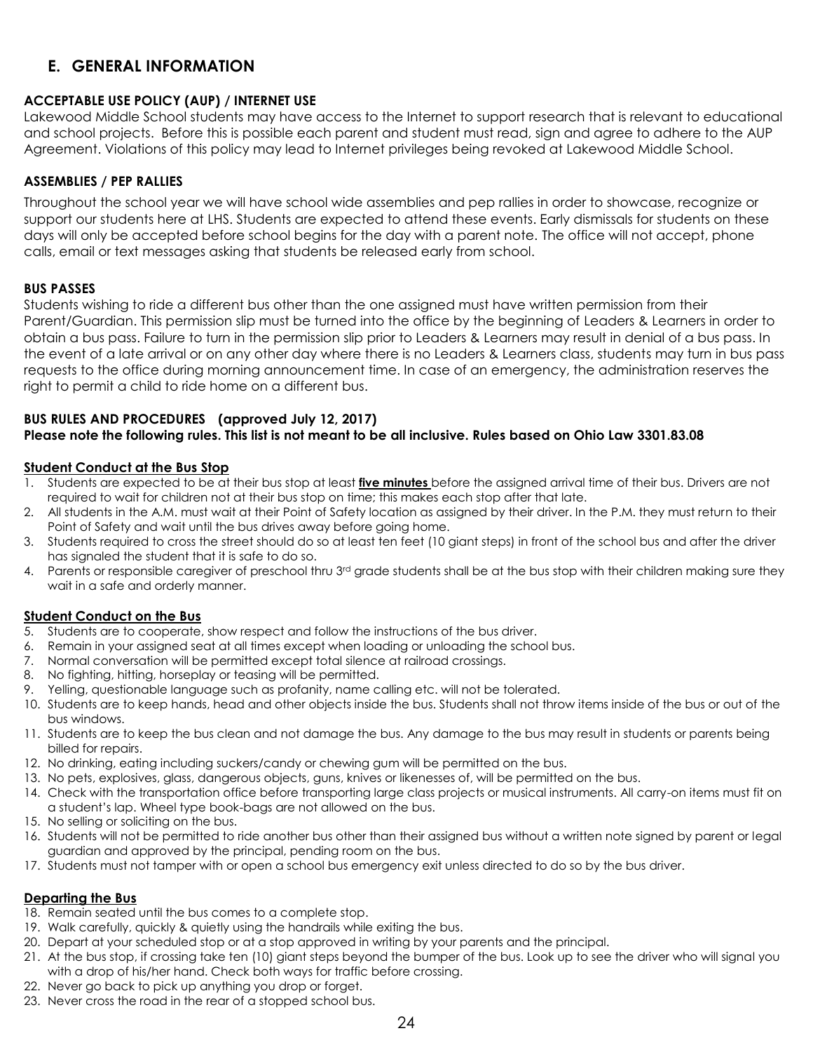## E. GENERAL INFORMATION

### ACCEPTABLE USE POLICY (AUP) / INTERNET USE

Lakewood Middle School students may have access to the Internet to support research that is relevant to educational and school projects. Before this is possible each parent and student must read, sign and agree to adhere to the AUP Agreement. Violations of this policy may lead to Internet privileges being revoked at Lakewood Middle School.

### ASSEMBLIES / PEP RALLIES

Throughout the school year we will have school wide assemblies and pep rallies in order to showcase, recognize or support our students here at LHS. Students are expected to attend these events. Early dismissals for students on these days will only be accepted before school begins for the day with a parent note. The office will not accept, phone calls, email or text messages asking that students be released early from school.

### BUS PASSES

Students wishing to ride a different bus other than the one assigned must have written permission from their Parent/Guardian. This permission slip must be turned into the office by the beginning of Leaders & Learners in order to obtain a bus pass. Failure to turn in the permission slip prior to Leaders & Learners may result in denial of a bus pass. In the event of a late arrival or on any other day where there is no Leaders & Learners class, students may turn in bus pass requests to the office during morning announcement time. In case of an emergency, the administration reserves the right to permit a child to ride home on a different bus.

### BUS RULES AND PROCEDURES (approved July 12, 2017)

**Please note the following rules. This list is not meant to be all inclusive. Rules based on Ohio Law 3301.83.08**

**Student Conduct at the Bus Stop**

1. Students are expected to be at their bus stop at least **five minutes** before the assigned arrival time of their bus. Drivers are not required to wait for children not at their bus stop on time; this makes each stop after that late.
2. All students in the A.M. must wait at their Point of Safety location as assigned by their driver. In the P.M. they must return to their Point of Safety and wait until the bus drives away before going home.
3. Students required to cross the street should do so at least ten feet (10 giant steps) in front of the school bus and after the driver has signaled the student that it is safe to do so.
4. Parents or responsible caregiver of preschool thru 3rd grade students shall be at the bus stop with their children making sure they wait in a safe and orderly manner.

**Student Conduct on the Bus**

5. Students are to cooperate, show respect and follow the instructions of the bus driver.
6. Remain in your assigned seat at all times except when loading or unloading the school bus.
7. Normal conversation will be permitted except total silence at railroad crossings.
8. No fighting, hitting, horseplay or teasing will be permitted.
9. Yelling, questionable language such as profanity, name calling etc. will not be tolerated.
10. Students are to keep hands, head and other objects inside the bus. Students shall not throw items inside of the bus or out of the bus windows.
11. Students are to keep the bus clean and not damage the bus. Any damage to the bus may result in students or parents being billed for repairs.
12. No drinking, eating including suckers/candy or chewing gum will be permitted on the bus.
13. No pets, explosives, glass, dangerous objects, guns, knives or likenesses of, will be permitted on the bus.
14. Check with the transportation office before transporting large class projects or musical instruments. All carry-on items must fit on a student's lap. Wheel type book-bags are not allowed on the bus.
15. No selling or soliciting on the bus.
16. Students will not be permitted to ride another bus other than their assigned bus without a written note signed by parent or legal guardian and approved by the principal, pending room on the bus.
17. Students must not tamper with or open a school bus emergency exit unless directed to do so by the bus driver.

**Departing the Bus**

18. Remain seated until the bus comes to a complete stop.
19. Walk carefully, quickly & quietly using the handrails while exiting the bus.
20. Depart at your scheduled stop or at a stop approved in writing by your parents and the principal.
21. At the bus stop, if crossing take ten (10) giant steps beyond the bumper of the bus. Look up to see the driver who will signal you with a drop of his/her hand. Check both ways for traffic before crossing.
22. Never go back to pick up anything you drop or forget.
23. Never cross the road in the rear of a stopped school bus.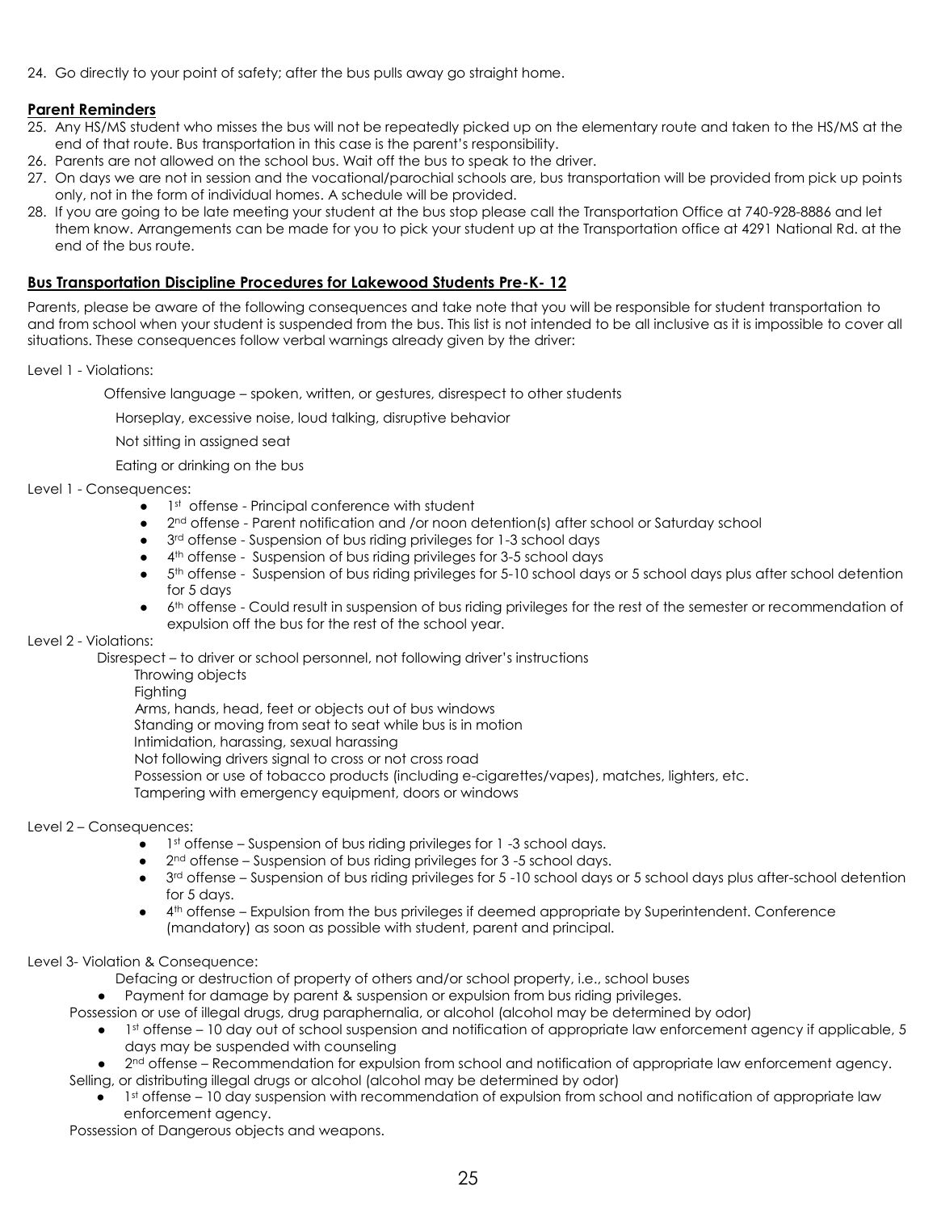24. Go directly to your point of safety; after the bus pulls away go straight home.

## Parent Reminders

25. Any HS/MS student who misses the bus will not be repeatedly picked up on the elementary route and taken to the HS/MS at the end of that route. Bus transportation in this case is the parent's responsibility.
26. Parents are not allowed on the school bus. Wait off the bus to speak to the driver.
27. On days we are not in session and the vocational/parochial schools are, bus transportation will be provided from pick up points only, not in the form of individual homes. A schedule will be provided.
28. If you are going to be late meeting your student at the bus stop please call the Transportation Office at 740-928-8886 and let them know. Arrangements can be made for you to pick your student up at the Transportation office at 4291 National Rd. at the end of the bus route.

## Bus Transportation Discipline Procedures for Lakewood Students Pre-K- 12

Parents, please be aware of the following consequences and take note that you will be responsible for student transportation to and from school when your student is suspended from the bus. This list is not intended to be all inclusive as it is impossible to cover all situations. These consequences follow verbal warnings already given by the driver:

Level 1 - Violations:

Offensive language – spoken, written, or gestures, disrespect to other students

Horseplay, excessive noise, loud talking, disruptive behavior

Not sitting in assigned seat

Eating or drinking on the bus

Level 1 - Consequences:

- 1st offense - Principal conference with student
- 2nd offense - Parent notification and /or noon detention(s) after school or Saturday school
- 3rd offense - Suspension of bus riding privileges for 1-3 school days
- 4th offense - Suspension of bus riding privileges for 3-5 school days
- 5th offense - Suspension of bus riding privileges for 5-10 school days or 5 school days plus after school detention for 5 days
- 6th offense - Could result in suspension of bus riding privileges for the rest of the semester or recommendation of expulsion off the bus for the rest of the school year.

Level 2 - Violations:

Disrespect – to driver or school personnel, not following driver's instructions

Throwing objects

Fighting

Arms, hands, head, feet or objects out of bus windows

Standing or moving from seat to seat while bus is in motion

Intimidation, harassing, sexual harassing

Not following drivers signal to cross or not cross road

Possession or use of tobacco products (including e-cigarettes/vapes), matches, lighters, etc.

Tampering with emergency equipment, doors or windows

Level 2 – Consequences:

- 1st offense – Suspension of bus riding privileges for 1 -3 school days.
- 2nd offense – Suspension of bus riding privileges for 3 -5 school days.
- 3rd offense – Suspension of bus riding privileges for 5 -10 school days or 5 school days plus after-school detention for 5 days.
- 4th offense – Expulsion from the bus privileges if deemed appropriate by Superintendent. Conference (mandatory) as soon as possible with student, parent and principal.

Level 3- Violation & Consequence:

Defacing or destruction of property of others and/or school property, i.e., school buses

- Payment for damage by parent & suspension or expulsion from bus riding privileges.

Possession or use of illegal drugs, drug paraphernalia, or alcohol (alcohol may be determined by odor)

- 1st offense – 10 day out of school suspension and notification of appropriate law enforcement agency if applicable, 5 days may be suspended with counseling
- 2nd offense – Recommendation for expulsion from school and notification of appropriate law enforcement agency.

Selling, or distributing illegal drugs or alcohol (alcohol may be determined by odor)

- 1st offense – 10 day suspension with recommendation of expulsion from school and notification of appropriate law enforcement agency.

Possession of Dangerous objects and weapons.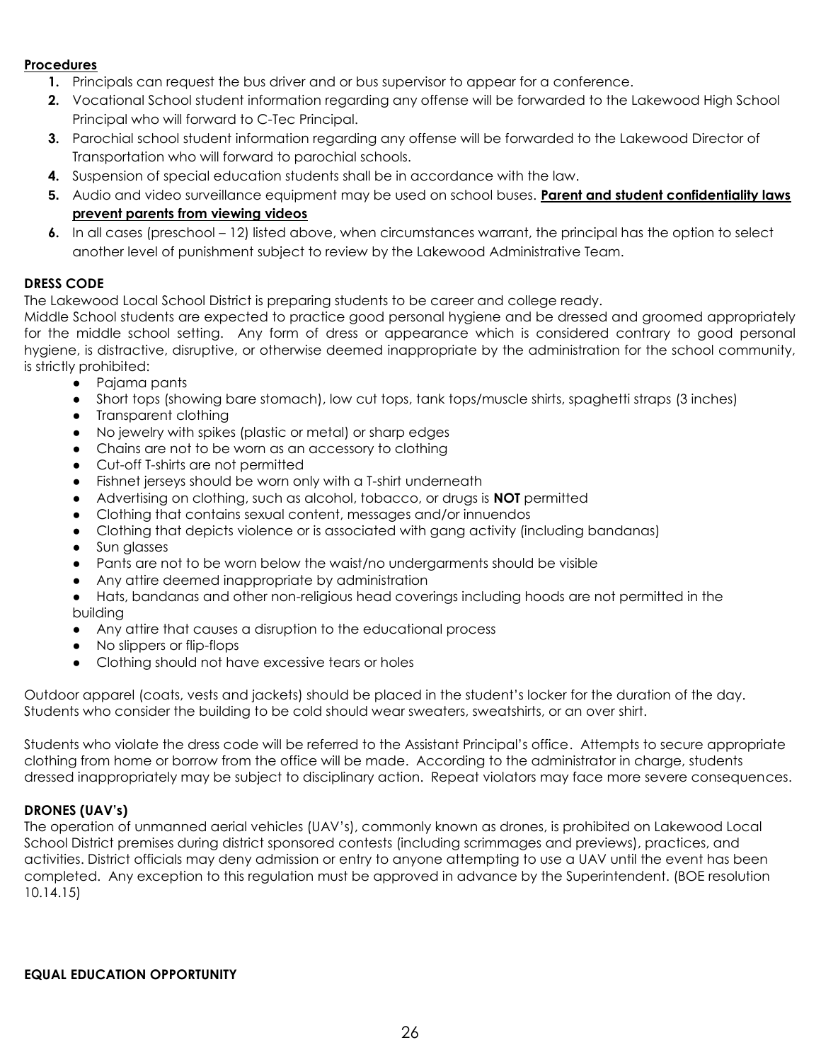**Procedures**

1. Principals can request the bus driver and or bus supervisor to appear for a conference.
2. Vocational School student information regarding any offense will be forwarded to the Lakewood High School Principal who will forward to C-Tec Principal.
3. Parochial school student information regarding any offense will be forwarded to the Lakewood Director of Transportation who will forward to parochial schools.
4. Suspension of special education students shall be in accordance with the law.
5. Audio and video surveillance equipment may be used on school buses. **Parent and student confidentiality laws prevent parents from viewing videos**
6. In all cases (preschool – 12) listed above, when circumstances warrant, the principal has the option to select another level of punishment subject to review by the Lakewood Administrative Team.

**DRESS CODE**

The Lakewood Local School District is preparing students to be career and college ready.
Middle School students are expected to practice good personal hygiene and be dressed and groomed appropriately for the middle school setting. Any form of dress or appearance which is considered contrary to good personal hygiene, is distractive, disruptive, or otherwise deemed inappropriate by the administration for the school community, is strictly prohibited:

- Pajama pants
- Short tops (showing bare stomach), low cut tops, tank tops/muscle shirts, spaghetti straps (3 inches)
- Transparent clothing
- No jewelry with spikes (plastic or metal) or sharp edges
- Chains are not to be worn as an accessory to clothing
- Cut-off T-shirts are not permitted
- Fishnet jerseys should be worn only with a T-shirt underneath
- Advertising on clothing, such as alcohol, tobacco, or drugs is **NOT** permitted
- Clothing that contains sexual content, messages and/or innuendos
- Clothing that depicts violence or is associated with gang activity (including bandanas)
- Sun glasses
- Pants are not to be worn below the waist/no undergarments should be visible
- Any attire deemed inappropriate by administration
- Hats, bandanas and other non-religious head coverings including hoods are not permitted in the building
- Any attire that causes a disruption to the educational process
- No slippers or flip-flops
- Clothing should not have excessive tears or holes

Outdoor apparel (coats, vests and jackets) should be placed in the student's locker for the duration of the day. Students who consider the building to be cold should wear sweaters, sweatshirts, or an over shirt.

Students who violate the dress code will be referred to the Assistant Principal's office. Attempts to secure appropriate clothing from home or borrow from the office will be made. According to the administrator in charge, students dressed inappropriately may be subject to disciplinary action. Repeat violators may face more severe consequences.

**DRONES (UAV's)**

The operation of unmanned aerial vehicles (UAV's), commonly known as drones, is prohibited on Lakewood Local School District premises during district sponsored contests (including scrimmages and previews), practices, and activities. District officials may deny admission or entry to anyone attempting to use a UAV until the event has been completed. Any exception to this regulation must be approved in advance by the Superintendent. (BOE resolution 10.14.15)

**EQUAL EDUCATION OPPORTUNITY**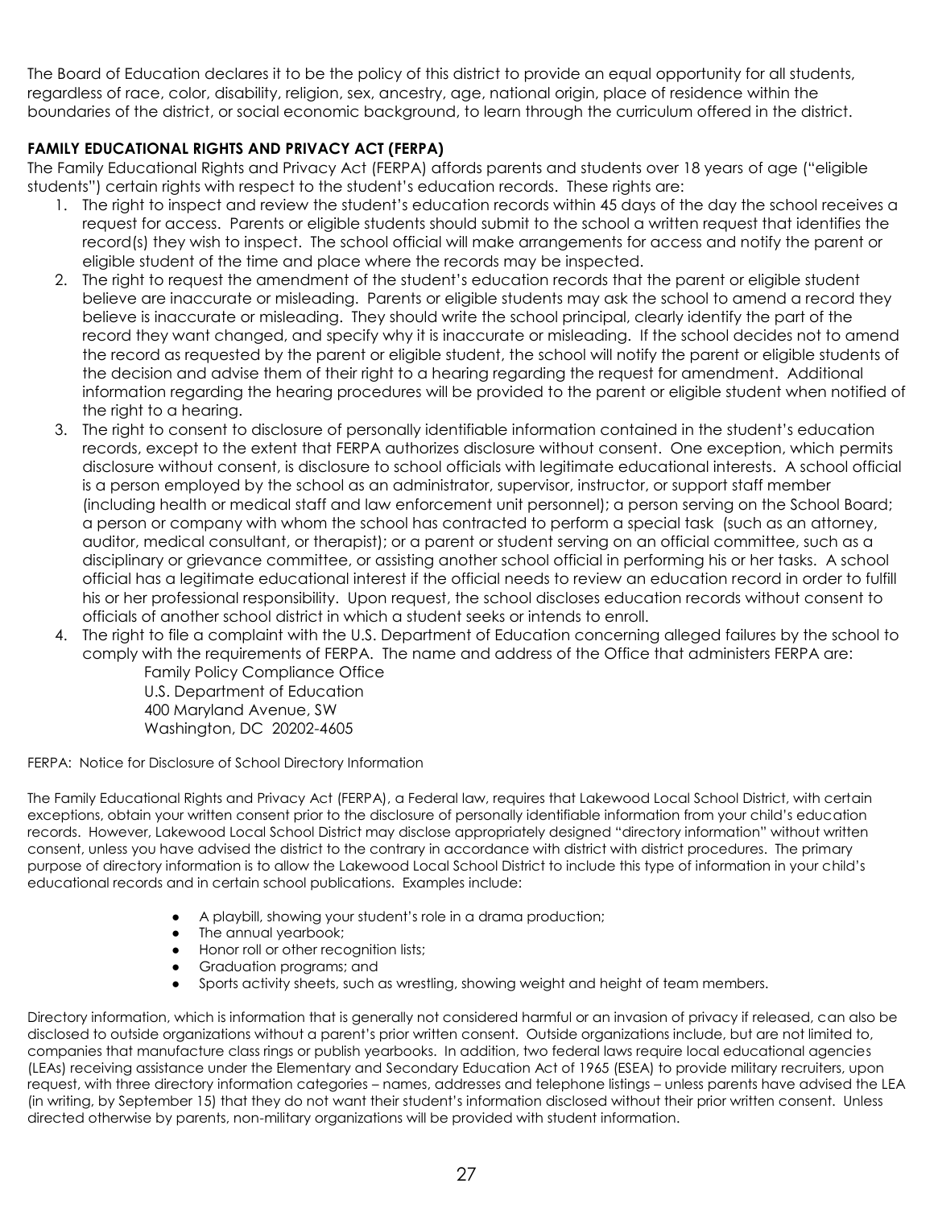The Board of Education declares it to be the policy of this district to provide an equal opportunity for all students, regardless of race, color, disability, religion, sex, ancestry, age, national origin, place of residence within the boundaries of the district, or social economic background, to learn through the curriculum offered in the district.

**FAMILY EDUCATIONAL RIGHTS AND PRIVACY ACT (FERPA)**

The Family Educational Rights and Privacy Act (FERPA) affords parents and students over 18 years of age ("eligible students") certain rights with respect to the student's education records. These rights are:

1. The right to inspect and review the student's education records within 45 days of the day the school receives a request for access. Parents or eligible students should submit to the school a written request that identifies the record(s) they wish to inspect. The school official will make arrangements for access and notify the parent or eligible student of the time and place where the records may be inspected.
2. The right to request the amendment of the student's education records that the parent or eligible student believe are inaccurate or misleading. Parents or eligible students may ask the school to amend a record they believe is inaccurate or misleading. They should write the school principal, clearly identify the part of the record they want changed, and specify why it is inaccurate or misleading. If the school decides not to amend the record as requested by the parent or eligible student, the school will notify the parent or eligible students of the decision and advise them of their right to a hearing regarding the request for amendment. Additional information regarding the hearing procedures will be provided to the parent or eligible student when notified of the right to a hearing.
3. The right to consent to disclosure of personally identifiable information contained in the student's education records, except to the extent that FERPA authorizes disclosure without consent. One exception, which permits disclosure without consent, is disclosure to school officials with legitimate educational interests. A school official is a person employed by the school as an administrator, supervisor, instructor, or support staff member (including health or medical staff and law enforcement unit personnel); a person serving on the School Board; a person or company with whom the school has contracted to perform a special task (such as an attorney, auditor, medical consultant, or therapist); or a parent or student serving on an official committee, such as a disciplinary or grievance committee, or assisting another school official in performing his or her tasks. A school official has a legitimate educational interest if the official needs to review an education record in order to fulfill his or her professional responsibility. Upon request, the school discloses education records without consent to officials of another school district in which a student seeks or intends to enroll.
4. The right to file a complaint with the U.S. Department of Education concerning alleged failures by the school to comply with the requirements of FERPA. The name and address of the Office that administers FERPA are:

   Family Policy Compliance Office
   U.S. Department of Education
   400 Maryland Avenue, SW
   Washington, DC 20202-4605

FERPA: Notice for Disclosure of School Directory Information

The Family Educational Rights and Privacy Act (FERPA), a Federal law, requires that Lakewood Local School District, with certain exceptions, obtain your written consent prior to the disclosure of personally identifiable information from your child's education records. However, Lakewood Local School District may disclose appropriately designed "directory information" without written consent, unless you have advised the district to the contrary in accordance with district with district procedures. The primary purpose of directory information is to allow the Lakewood Local School District to include this type of information in your child's educational records and in certain school publications. Examples include:

- A playbill, showing your student's role in a drama production;
- The annual yearbook;
- Honor roll or other recognition lists;
- Graduation programs; and
- Sports activity sheets, such as wrestling, showing weight and height of team members.

Directory information, which is information that is generally not considered harmful or an invasion of privacy if released, can also be disclosed to outside organizations without a parent's prior written consent. Outside organizations include, but are not limited to, companies that manufacture class rings or publish yearbooks. In addition, two federal laws require local educational agencies (LEAs) receiving assistance under the Elementary and Secondary Education Act of 1965 (ESEA) to provide military recruiters, upon request, with three directory information categories – names, addresses and telephone listings – unless parents have advised the LEA (in writing, by September 15) that they do not want their student's information disclosed without their prior written consent. Unless directed otherwise by parents, non-military organizations will be provided with student information.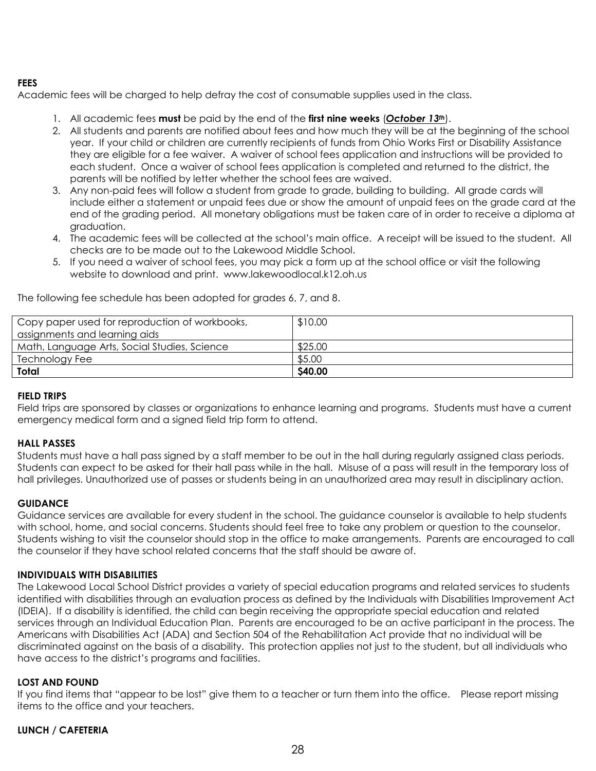**FEES**

Academic fees will be charged to help defray the cost of consumable supplies used in the class.

1. All academic fees **must** be paid by the end of the **first nine weeks** (***October 13th***).
2. All students and parents are notified about fees and how much they will be at the beginning of the school year. If your child or children are currently recipients of funds from Ohio Works First or Disability Assistance they are eligible for a fee waiver. A waiver of school fees application and instructions will be provided to each student. Once a waiver of school fees application is completed and returned to the district, the parents will be notified by letter whether the school fees are waived.
3. Any non-paid fees will follow a student from grade to grade, building to building. All grade cards will include either a statement or unpaid fees due or show the amount of unpaid fees on the grade card at the end of the grading period. All monetary obligations must be taken care of in order to receive a diploma at graduation.
4. The academic fees will be collected at the school's main office. A receipt will be issued to the student. All checks are to be made out to the Lakewood Middle School.
5. If you need a waiver of school fees, you may pick a form up at the school office or visit the following website to download and print. www.lakewoodlocal.k12.oh.us

The following fee schedule has been adopted for grades 6, 7, and 8.

| | |
|---|---|
| Copy paper used for reproduction of workbooks, assignments and learning aids | $10.00 |
| Math, Language Arts, Social Studies, Science | $25.00 |
| Technology Fee | $5.00 |
| **Total** | **$40.00** |

**FIELD TRIPS**

Field trips are sponsored by classes or organizations to enhance learning and programs. Students must have a current emergency medical form and a signed field trip form to attend.

**HALL PASSES**

Students must have a hall pass signed by a staff member to be out in the hall during regularly assigned class periods. Students can expect to be asked for their hall pass while in the hall. Misuse of a pass will result in the temporary loss of hall privileges. Unauthorized use of passes or students being in an unauthorized area may result in disciplinary action.

**GUIDANCE**

Guidance services are available for every student in the school. The guidance counselor is available to help students with school, home, and social concerns. Students should feel free to take any problem or question to the counselor. Students wishing to visit the counselor should stop in the office to make arrangements. Parents are encouraged to call the counselor if they have school related concerns that the staff should be aware of.

**INDIVIDUALS WITH DISABILITIES**

The Lakewood Local School District provides a variety of special education programs and related services to students identified with disabilities through an evaluation process as defined by the Individuals with Disabilities Improvement Act (IDEIA). If a disability is identified, the child can begin receiving the appropriate special education and related services through an Individual Education Plan. Parents are encouraged to be an active participant in the process. The Americans with Disabilities Act (ADA) and Section 504 of the Rehabilitation Act provide that no individual will be discriminated against on the basis of a disability. This protection applies not just to the student, but all individuals who have access to the district's programs and facilities.

**LOST AND FOUND**

If you find items that "appear to be lost" give them to a teacher or turn them into the office. Please report missing items to the office and your teachers.

**LUNCH / CAFETERIA**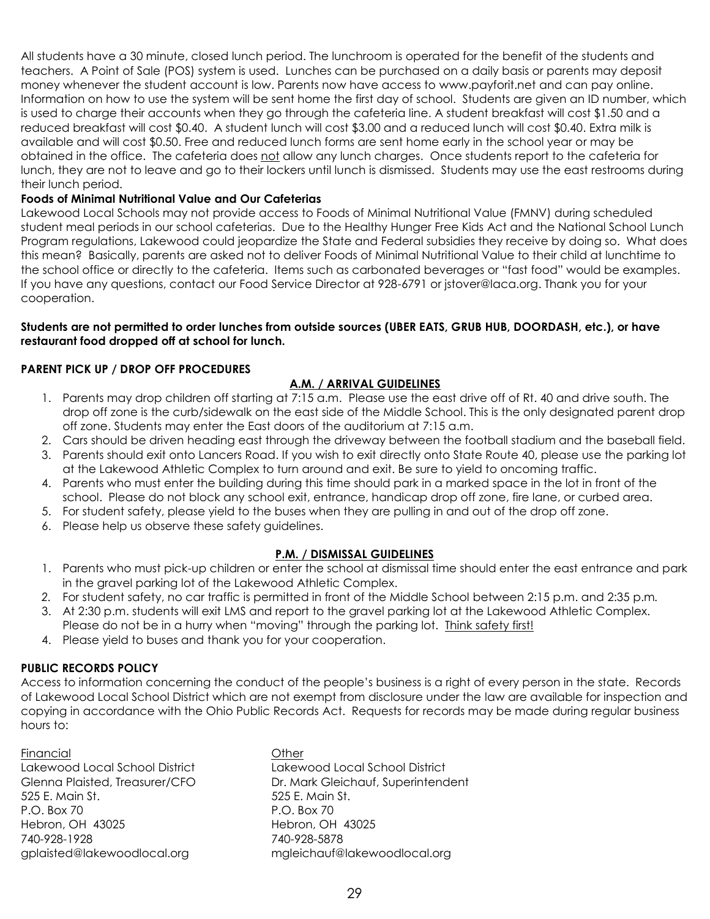All students have a 30 minute, closed lunch period. The lunchroom is operated for the benefit of the students and teachers. A Point of Sale (POS) system is used. Lunches can be purchased on a daily basis or parents may deposit money whenever the student account is low. Parents now have access to www.payforit.net and can pay online. Information on how to use the system will be sent home the first day of school. Students are given an ID number, which is used to charge their accounts when they go through the cafeteria line. A student breakfast will cost $1.50 and a reduced breakfast will cost $0.40. A student lunch will cost $3.00 and a reduced lunch will cost $0.40. Extra milk is available and will cost $0.50. Free and reduced lunch forms are sent home early in the school year or may be obtained in the office. The cafeteria does not allow any lunch charges. Once students report to the cafeteria for lunch, they are not to leave and go to their lockers until lunch is dismissed. Students may use the east restrooms during their lunch period.

**Foods of Minimal Nutritional Value and Our Cafeterias**

Lakewood Local Schools may not provide access to Foods of Minimal Nutritional Value (FMNV) during scheduled student meal periods in our school cafeterias. Due to the Healthy Hunger Free Kids Act and the National School Lunch Program regulations, Lakewood could jeopardize the State and Federal subsidies they receive by doing so. What does this mean? Basically, parents are asked not to deliver Foods of Minimal Nutritional Value to their child at lunchtime to the school office or directly to the cafeteria. Items such as carbonated beverages or "fast food" would be examples. If you have any questions, contact our Food Service Director at 928-6791 or jstover@laca.org. Thank you for your cooperation.

**Students are not permitted to order lunches from outside sources (UBER EATS, GRUB HUB, DOORDASH, etc.), or have restaurant food dropped off at school for lunch.**

**PARENT PICK UP / DROP OFF PROCEDURES**

**A.M. / ARRIVAL GUIDELINES**

1. Parents may drop children off starting at 7:15 a.m. Please use the east drive off of Rt. 40 and drive south. The drop off zone is the curb/sidewalk on the east side of the Middle School. This is the only designated parent drop off zone. Students may enter the East doors of the auditorium at 7:15 a.m.
2. Cars should be driven heading east through the driveway between the football stadium and the baseball field.
3. Parents should exit onto Lancers Road. If you wish to exit directly onto State Route 40, please use the parking lot at the Lakewood Athletic Complex to turn around and exit. Be sure to yield to oncoming traffic.
4. Parents who must enter the building during this time should park in a marked space in the lot in front of the school. Please do not block any school exit, entrance, handicap drop off zone, fire lane, or curbed area.
5. For student safety, please yield to the buses when they are pulling in and out of the drop off zone.
6. Please help us observe these safety guidelines.

**P.M. / DISMISSAL GUIDELINES**

1. Parents who must pick-up children or enter the school at dismissal time should enter the east entrance and park in the gravel parking lot of the Lakewood Athletic Complex.
2. For student safety, no car traffic is permitted in front of the Middle School between 2:15 p.m. and 2:35 p.m.
3. At 2:30 p.m. students will exit LMS and report to the gravel parking lot at the Lakewood Athletic Complex. Please do not be in a hurry when "moving" through the parking lot. Think safety first!
4. Please yield to buses and thank you for your cooperation.

**PUBLIC RECORDS POLICY**

Access to information concerning the conduct of the people's business is a right of every person in the state. Records of Lakewood Local School District which are not exempt from disclosure under the law are available for inspection and copying in accordance with the Ohio Public Records Act. Requests for records may be made during regular business hours to:

Financial
Lakewood Local School District
Glenna Plaisted, Treasurer/CFO
525 E. Main St.
P.O. Box 70
Hebron, OH 43025
740-928-1928
gplaisted@lakewoodlocal.org

Other
Lakewood Local School District
Dr. Mark Gleichauf, Superintendent
525 E. Main St.
P.O. Box 70
Hebron, OH 43025
740-928-5878
mgleichauf@lakewoodlocal.org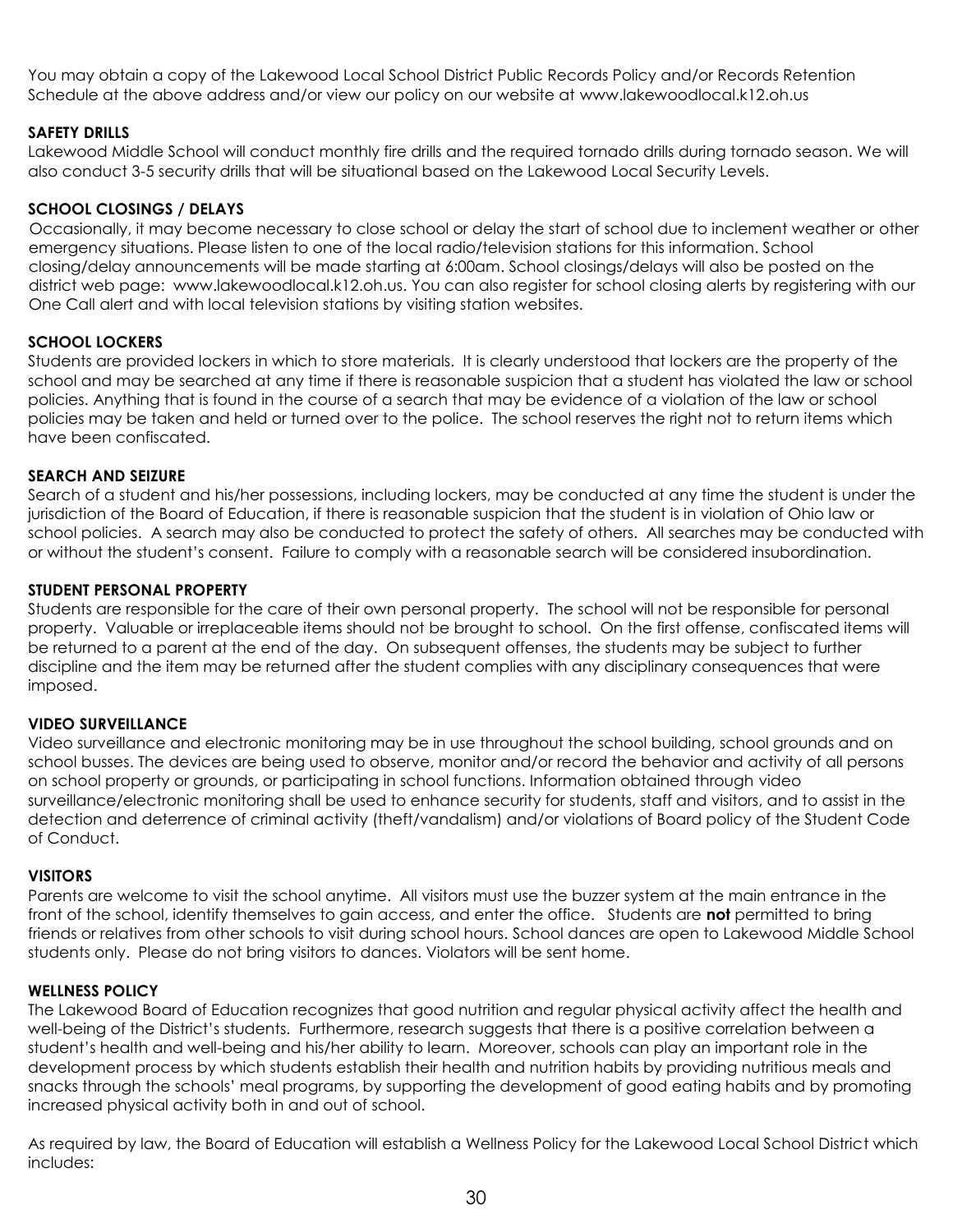You may obtain a copy of the Lakewood Local School District Public Records Policy and/or Records Retention Schedule at the above address and/or view our policy on our website at www.lakewoodlocal.k12.oh.us

**SAFETY DRILLS**

Lakewood Middle School will conduct monthly fire drills and the required tornado drills during tornado season. We will also conduct 3-5 security drills that will be situational based on the Lakewood Local Security Levels.

**SCHOOL CLOSINGS / DELAYS**

Occasionally, it may become necessary to close school or delay the start of school due to inclement weather or other emergency situations. Please listen to one of the local radio/television stations for this information. School closing/delay announcements will be made starting at 6:00am. School closings/delays will also be posted on the district web page: www.lakewoodlocal.k12.oh.us. You can also register for school closing alerts by registering with our One Call alert and with local television stations by visiting station websites.

**SCHOOL LOCKERS**

Students are provided lockers in which to store materials. It is clearly understood that lockers are the property of the school and may be searched at any time if there is reasonable suspicion that a student has violated the law or school policies. Anything that is found in the course of a search that may be evidence of a violation of the law or school policies may be taken and held or turned over to the police. The school reserves the right not to return items which have been confiscated.

**SEARCH AND SEIZURE**

Search of a student and his/her possessions, including lockers, may be conducted at any time the student is under the jurisdiction of the Board of Education, if there is reasonable suspicion that the student is in violation of Ohio law or school policies. A search may also be conducted to protect the safety of others. All searches may be conducted with or without the student's consent. Failure to comply with a reasonable search will be considered insubordination.

**STUDENT PERSONAL PROPERTY**

Students are responsible for the care of their own personal property. The school will not be responsible for personal property. Valuable or irreplaceable items should not be brought to school. On the first offense, confiscated items will be returned to a parent at the end of the day. On subsequent offenses, the students may be subject to further discipline and the item may be returned after the student complies with any disciplinary consequences that were imposed.

**VIDEO SURVEILLANCE**

Video surveillance and electronic monitoring may be in use throughout the school building, school grounds and on school busses. The devices are being used to observe, monitor and/or record the behavior and activity of all persons on school property or grounds, or participating in school functions. Information obtained through video surveillance/electronic monitoring shall be used to enhance security for students, staff and visitors, and to assist in the detection and deterrence of criminal activity (theft/vandalism) and/or violations of Board policy of the Student Code of Conduct.

**VISITORS**

Parents are welcome to visit the school anytime. All visitors must use the buzzer system at the main entrance in the front of the school, identify themselves to gain access, and enter the office. Students are **not** permitted to bring friends or relatives from other schools to visit during school hours. School dances are open to Lakewood Middle School students only. Please do not bring visitors to dances. Violators will be sent home.

**WELLNESS POLICY**

The Lakewood Board of Education recognizes that good nutrition and regular physical activity affect the health and well-being of the District's students. Furthermore, research suggests that there is a positive correlation between a student's health and well-being and his/her ability to learn. Moreover, schools can play an important role in the development process by which students establish their health and nutrition habits by providing nutritious meals and snacks through the schools' meal programs, by supporting the development of good eating habits and by promoting increased physical activity both in and out of school.

As required by law, the Board of Education will establish a Wellness Policy for the Lakewood Local School District which includes: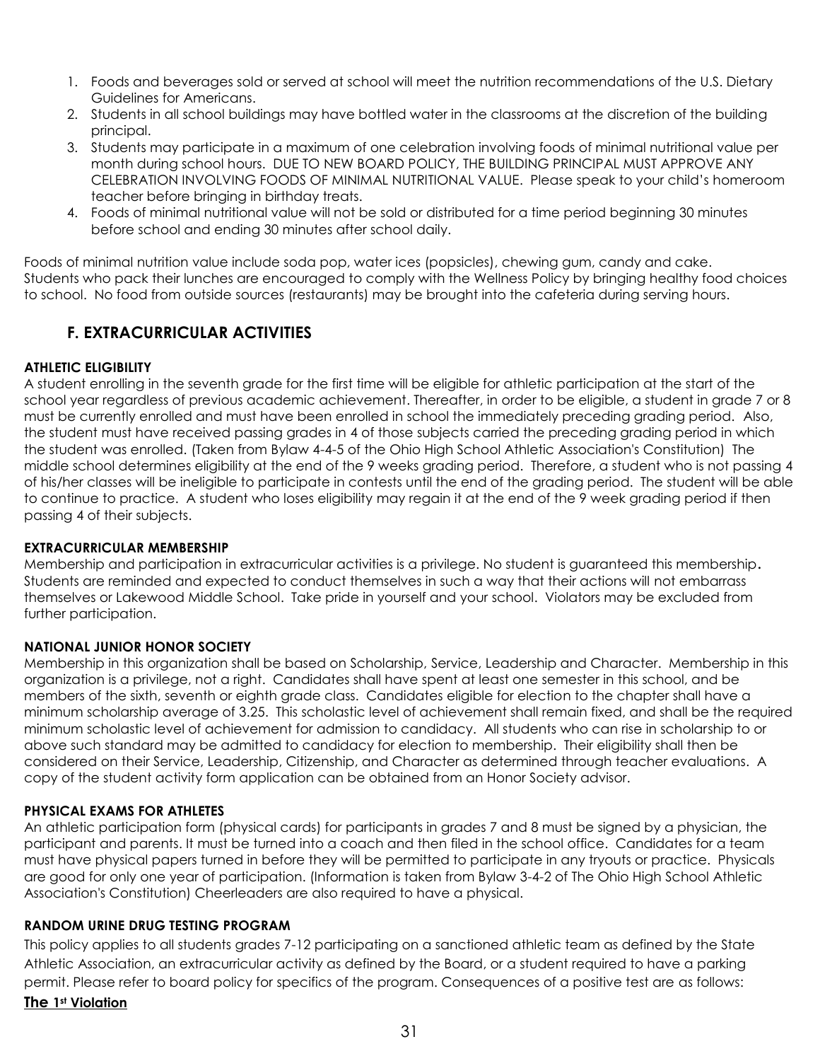1. Foods and beverages sold or served at school will meet the nutrition recommendations of the U.S. Dietary Guidelines for Americans.
2. Students in all school buildings may have bottled water in the classrooms at the discretion of the building principal.
3. Students may participate in a maximum of one celebration involving foods of minimal nutritional value per month during school hours. DUE TO NEW BOARD POLICY, THE BUILDING PRINCIPAL MUST APPROVE ANY CELEBRATION INVOLVING FOODS OF MINIMAL NUTRITIONAL VALUE. Please speak to your child's homeroom teacher before bringing in birthday treats.
4. Foods of minimal nutritional value will not be sold or distributed for a time period beginning 30 minutes before school and ending 30 minutes after school daily.

Foods of minimal nutrition value include soda pop, water ices (popsicles), chewing gum, candy and cake. Students who pack their lunches are encouraged to comply with the Wellness Policy by bringing healthy food choices to school. No food from outside sources (restaurants) may be brought into the cafeteria during serving hours.

## F. EXTRACURRICULAR ACTIVITIES

**ATHLETIC ELIGIBILITY**

A student enrolling in the seventh grade for the first time will be eligible for athletic participation at the start of the school year regardless of previous academic achievement. Thereafter, in order to be eligible, a student in grade 7 or 8 must be currently enrolled and must have been enrolled in school the immediately preceding grading period. Also, the student must have received passing grades in 4 of those subjects carried the preceding grading period in which the student was enrolled. (Taken from Bylaw 4-4-5 of the Ohio High School Athletic Association's Constitution) The middle school determines eligibility at the end of the 9 weeks grading period. Therefore, a student who is not passing 4 of his/her classes will be ineligible to participate in contests until the end of the grading period. The student will be able to continue to practice. A student who loses eligibility may regain it at the end of the 9 week grading period if then passing 4 of their subjects.

**EXTRACURRICULAR MEMBERSHIP**

Membership and participation in extracurricular activities is a privilege. No student is guaranteed this membership. Students are reminded and expected to conduct themselves in such a way that their actions will not embarrass themselves or Lakewood Middle School. Take pride in yourself and your school. Violators may be excluded from further participation.

**NATIONAL JUNIOR HONOR SOCIETY**

Membership in this organization shall be based on Scholarship, Service, Leadership and Character. Membership in this organization is a privilege, not a right. Candidates shall have spent at least one semester in this school, and be members of the sixth, seventh or eighth grade class. Candidates eligible for election to the chapter shall have a minimum scholarship average of 3.25. This scholastic level of achievement shall remain fixed, and shall be the required minimum scholastic level of achievement for admission to candidacy. All students who can rise in scholarship to or above such standard may be admitted to candidacy for election to membership. Their eligibility shall then be considered on their Service, Leadership, Citizenship, and Character as determined through teacher evaluations. A copy of the student activity form application can be obtained from an Honor Society advisor.

**PHYSICAL EXAMS FOR ATHLETES**

An athletic participation form (physical cards) for participants in grades 7 and 8 must be signed by a physician, the participant and parents. It must be turned into a coach and then filed in the school office. Candidates for a team must have physical papers turned in before they will be permitted to participate in any tryouts or practice. Physicals are good for only one year of participation. (Information is taken from Bylaw 3-4-2 of The Ohio High School Athletic Association's Constitution) Cheerleaders are also required to have a physical.

**RANDOM URINE DRUG TESTING PROGRAM**

This policy applies to all students grades 7-12 participating on a sanctioned athletic team as defined by the State Athletic Association, an extracurricular activity as defined by the Board, or a student required to have a parking permit. Please refer to board policy for specifics of the program. Consequences of a positive test are as follows:

**The 1st Violation**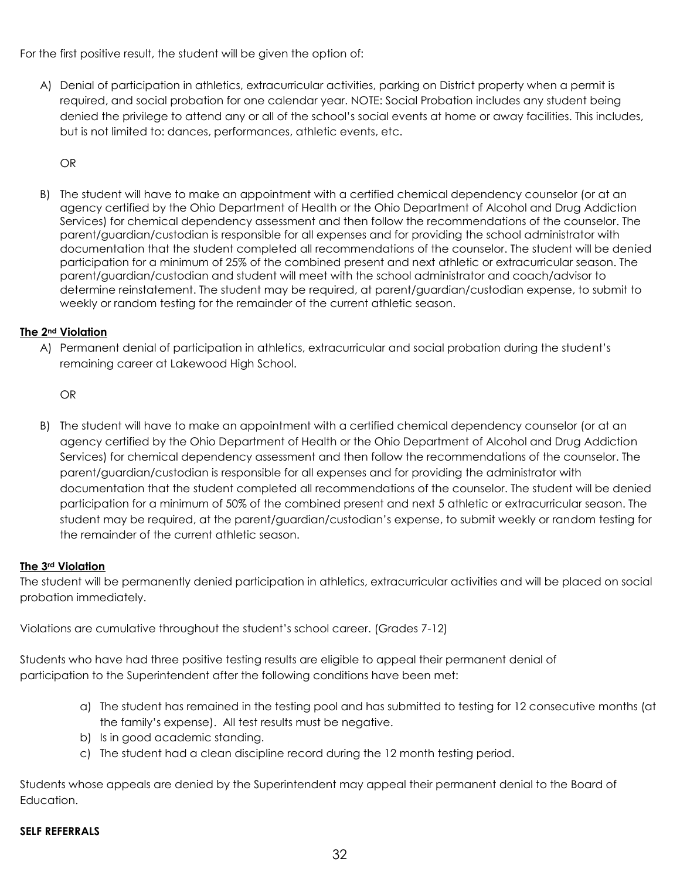For the first positive result, the student will be given the option of:

A) Denial of participation in athletics, extracurricular activities, parking on District property when a permit is required, and social probation for one calendar year. NOTE: Social Probation includes any student being denied the privilege to attend any or all of the school's social events at home or away facilities. This includes, but is not limited to: dances, performances, athletic events, etc.

   OR

B) The student will have to make an appointment with a certified chemical dependency counselor (or at an agency certified by the Ohio Department of Health or the Ohio Department of Alcohol and Drug Addiction Services) for chemical dependency assessment and then follow the recommendations of the counselor. The parent/guardian/custodian is responsible for all expenses and for providing the school administrator with documentation that the student completed all recommendations of the counselor. The student will be denied participation for a minimum of 25% of the combined present and next athletic or extracurricular season. The parent/guardian/custodian and student will meet with the school administrator and coach/advisor to determine reinstatement. The student may be required, at parent/guardian/custodian expense, to submit to weekly or random testing for the remainder of the current athletic season.

**The 2nd Violation**

A) Permanent denial of participation in athletics, extracurricular and social probation during the student's remaining career at Lakewood High School.

   OR

B) The student will have to make an appointment with a certified chemical dependency counselor (or at an agency certified by the Ohio Department of Health or the Ohio Department of Alcohol and Drug Addiction Services) for chemical dependency assessment and then follow the recommendations of the counselor. The parent/guardian/custodian is responsible for all expenses and for providing the administrator with documentation that the student completed all recommendations of the counselor. The student will be denied participation for a minimum of 50% of the combined present and next 5 athletic or extracurricular season. The student may be required, at the parent/guardian/custodian's expense, to submit weekly or random testing for the remainder of the current athletic season.

**The 3rd Violation**

The student will be permanently denied participation in athletics, extracurricular activities and will be placed on social probation immediately.

Violations are cumulative throughout the student's school career. (Grades 7-12)

Students who have had three positive testing results are eligible to appeal their permanent denial of participation to the Superintendent after the following conditions have been met:

a) The student has remained in the testing pool and has submitted to testing for 12 consecutive months (at the family's expense). All test results must be negative.
b) Is in good academic standing.
c) The student had a clean discipline record during the 12 month testing period.

Students whose appeals are denied by the Superintendent may appeal their permanent denial to the Board of Education.

**SELF REFERRALS**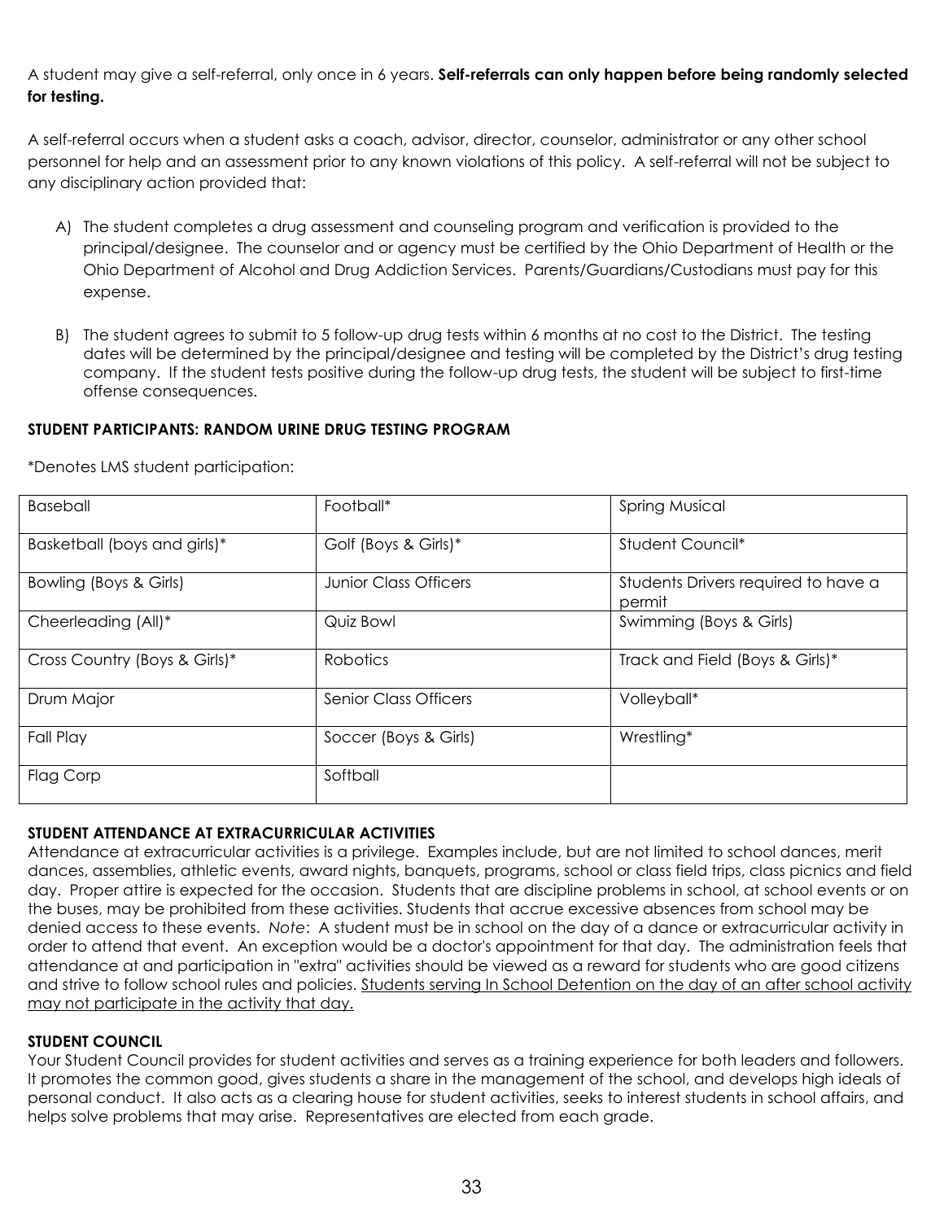A student may give a self-referral, only once in 6 years. **Self-referrals can only happen before being randomly selected for testing.**

A self-referral occurs when a student asks a coach, advisor, director, counselor, administrator or any other school personnel for help and an assessment prior to any known violations of this policy. A self-referral will not be subject to any disciplinary action provided that:

A) The student completes a drug assessment and counseling program and verification is provided to the principal/designee. The counselor and or agency must be certified by the Ohio Department of Health or the Ohio Department of Alcohol and Drug Addiction Services. Parents/Guardians/Custodians must pay for this expense.

B) The student agrees to submit to 5 follow-up drug tests within 6 months at no cost to the District. The testing dates will be determined by the principal/designee and testing will be completed by the District's drug testing company. If the student tests positive during the follow-up drug tests, the student will be subject to first-time offense consequences.

**STUDENT PARTICIPANTS: RANDOM URINE DRUG TESTING PROGRAM**

*Denotes LMS student participation:

| | | |
|---|---|---|
| Baseball | Football* | Spring Musical |
| Basketball (boys and girls)* | Golf (Boys & Girls)* | Student Council* |
| Bowling (Boys & Girls) | Junior Class Officers | Students Drivers required to have a permit |
| Cheerleading (All)* | Quiz Bowl | Swimming (Boys & Girls) |
| Cross Country (Boys & Girls)* | Robotics | Track and Field (Boys & Girls)* |
| Drum Major | Senior Class Officers | Volleyball* |
| Fall Play | Soccer (Boys & Girls) | Wrestling* |
| Flag Corp | Softball | |

**STUDENT ATTENDANCE AT EXTRACURRICULAR ACTIVITIES**

Attendance at extracurricular activities is a privilege. Examples include, but are not limited to school dances, merit dances, assemblies, athletic events, award nights, banquets, programs, school or class field trips, class picnics and field day. Proper attire is expected for the occasion. Students that are discipline problems in school, at school events or on the buses, may be prohibited from these activities. Students that accrue excessive absences from school may be denied access to these events. *Note*: A student must be in school on the day of a dance or extracurricular activity in order to attend that event. An exception would be a doctor's appointment for that day. The administration feels that attendance at and participation in "extra" activities should be viewed as a reward for students who are good citizens and strive to follow school rules and policies. <u>Students serving In School Detention on the day of an after school activity may not participate in the activity that day.</u>

**STUDENT COUNCIL**

Your Student Council provides for student activities and serves as a training experience for both leaders and followers. It promotes the common good, gives students a share in the management of the school, and develops high ideals of personal conduct. It also acts as a clearing house for student activities, seeks to interest students in school affairs, and helps solve problems that may arise. Representatives are elected from each grade.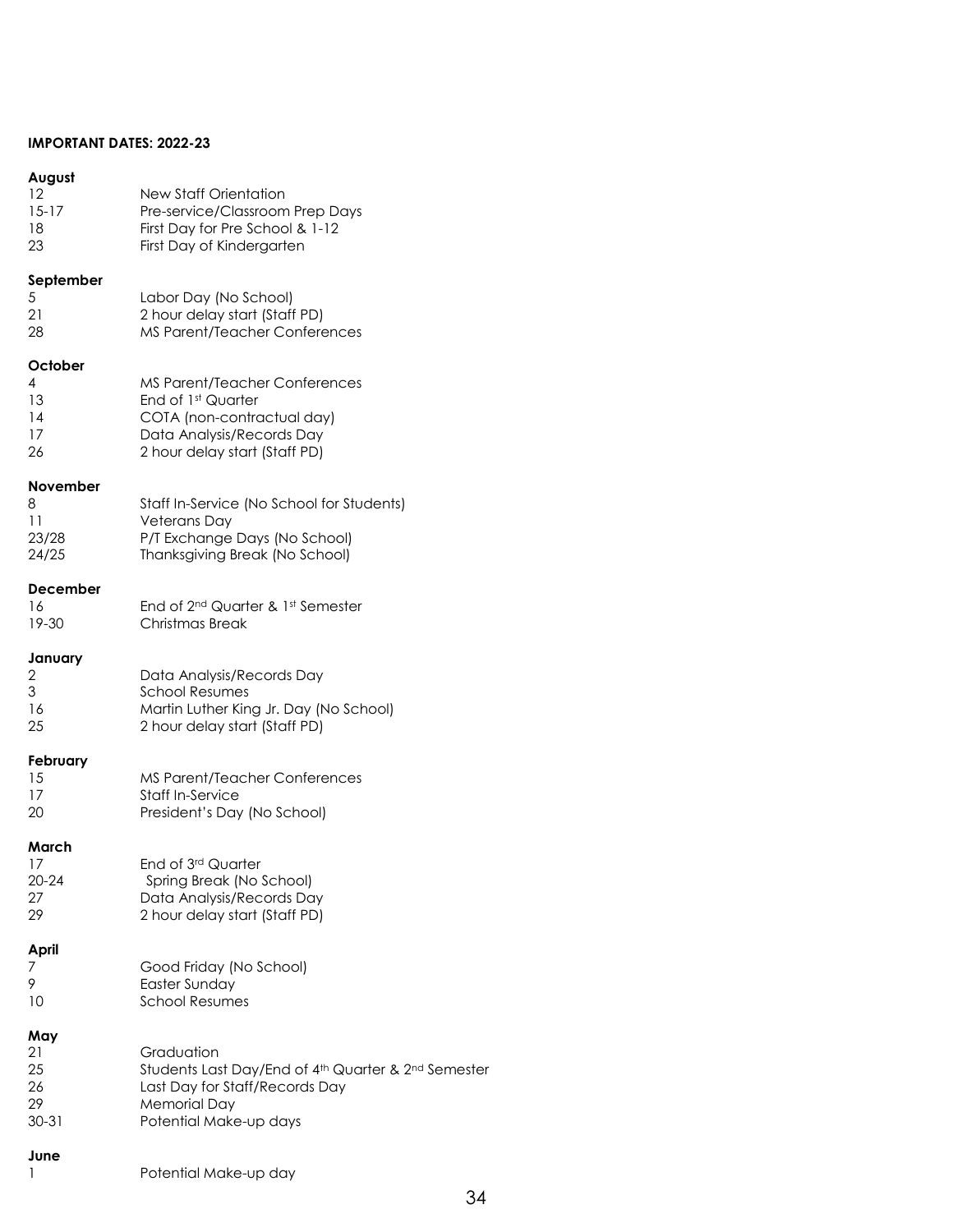**IMPORTANT DATES: 2022-23**

**August**

| | |
|---|---|
| 12 | New Staff Orientation |
| 15-17 | Pre-service/Classroom Prep Days |
| 18 | First Day for Pre School & 1-12 |
| 23 | First Day of Kindergarten |

**September**

| | |
|---|---|
| 5 | Labor Day (No School) |
| 21 | 2 hour delay start (Staff PD) |
| 28 | MS Parent/Teacher Conferences |

**October**

| | |
|---|---|
| 4 | MS Parent/Teacher Conferences |
| 13 | End of 1st Quarter |
| 14 | COTA (non-contractual day) |
| 17 | Data Analysis/Records Day |
| 26 | 2 hour delay start (Staff PD) |

**November**

| | |
|---|---|
| 8 | Staff In-Service (No School for Students) |
| 11 | Veterans Day |
| 23/28 | P/T Exchange Days (No School) |
| 24/25 | Thanksgiving Break (No School) |

**December**

| | |
|---|---|
| 16 | End of 2nd Quarter & 1st Semester |
| 19-30 | Christmas Break |

**January**

| | |
|---|---|
| 2 | Data Analysis/Records Day |
| 3 | School Resumes |
| 16 | Martin Luther King Jr. Day (No School) |
| 25 | 2 hour delay start (Staff PD) |

**February**

| | |
|---|---|
| 15 | MS Parent/Teacher Conferences |
| 17 | Staff In-Service |
| 20 | President's Day (No School) |

**March**

| | |
|---|---|
| 17 | End of 3rd Quarter |
| 20-24 | Spring Break (No School) |
| 27 | Data Analysis/Records Day |
| 29 | 2 hour delay start (Staff PD) |

**April**

| | |
|---|---|
| 7 | Good Friday (No School) |
| 9 | Easter Sunday |
| 10 | School Resumes |

**May**

| | |
|---|---|
| 21 | Graduation |
| 25 | Students Last Day/End of 4th Quarter & 2nd Semester |
| 26 | Last Day for Staff/Records Day |
| 29 | Memorial Day |
| 30-31 | Potential Make-up days |

**June**

| | |
|---|---|
| 1 | Potential Make-up day |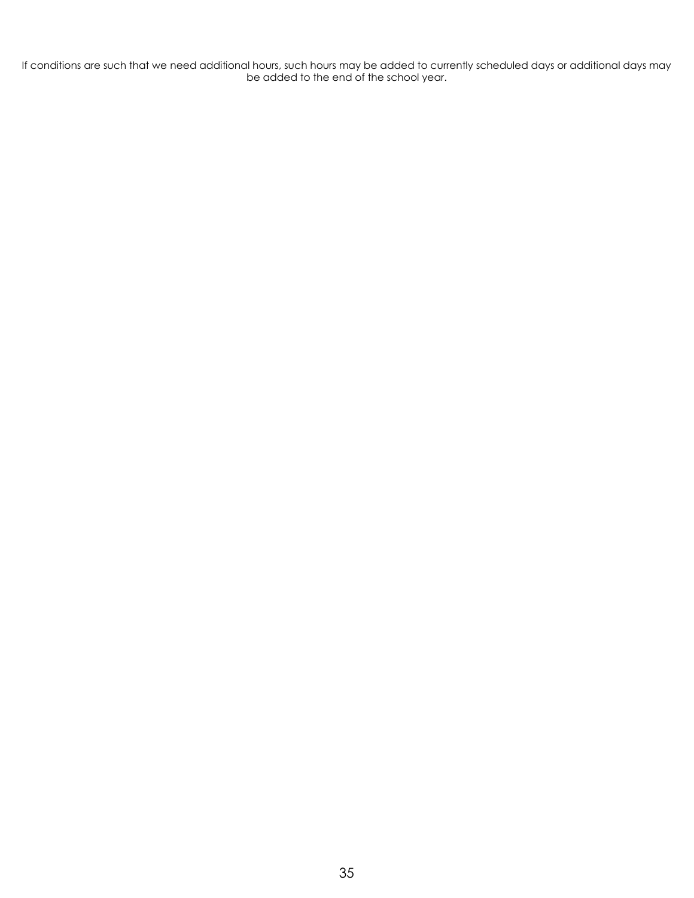If conditions are such that we need additional hours, such hours may be added to currently scheduled days or additional days may be added to the end of the school year.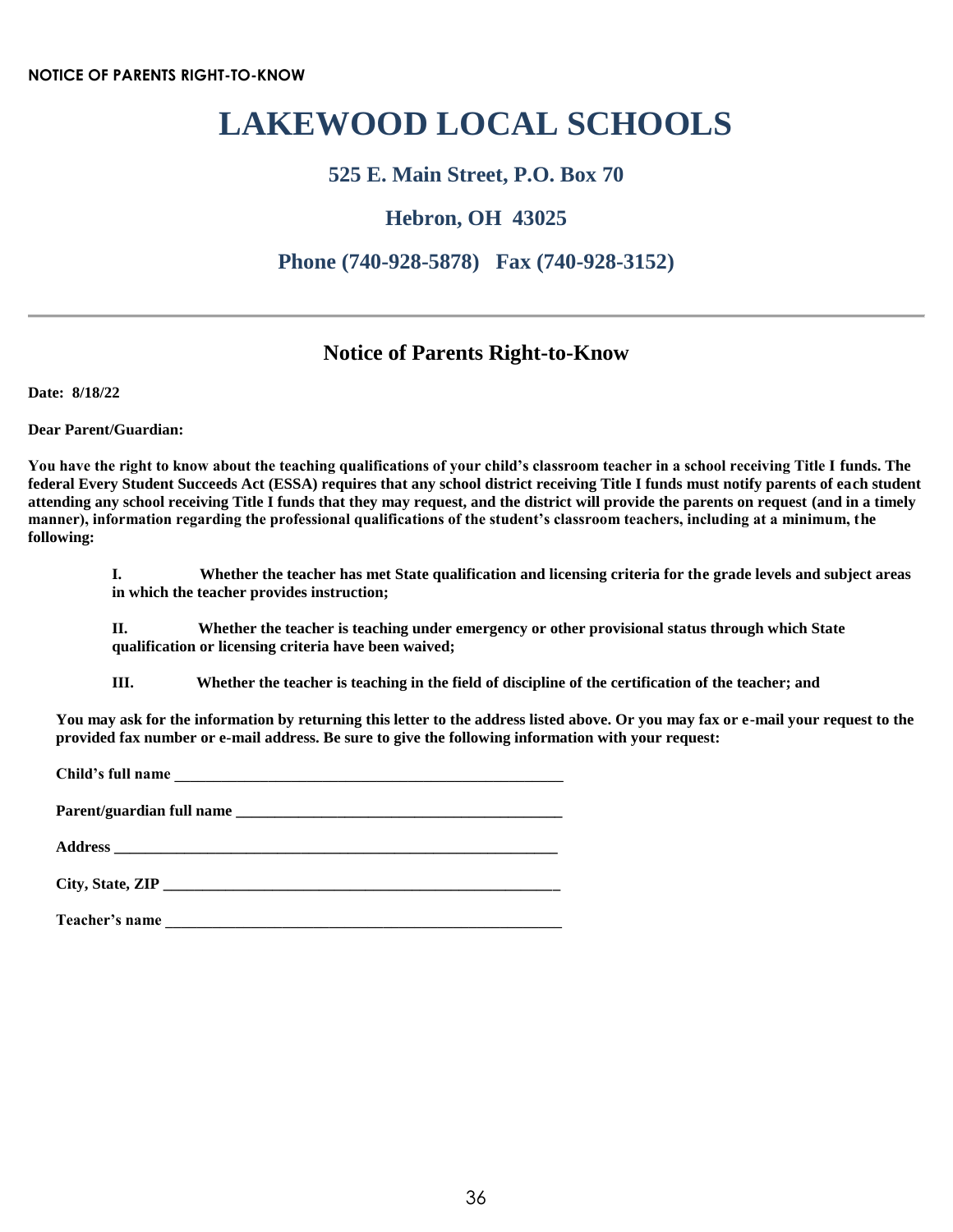**NOTICE OF PARENTS RIGHT-TO-KNOW**

# LAKEWOOD LOCAL SCHOOLS

### 525 E. Main Street, P.O. Box 70

### Hebron, OH  43025

### Phone (740-928-5878)   Fax (740-928-3152)

---

## Notice of Parents Right-to-Know

**Date: 8/18/22**

**Dear Parent/Guardian:**

**You have the right to know about the teaching qualifications of your child's classroom teacher in a school receiving Title I funds. The federal Every Student Succeeds Act (ESSA) requires that any school district receiving Title I funds must notify parents of each student attending any school receiving Title I funds that they may request, and the district will provide the parents on request (and in a timely manner), information regarding the professional qualifications of the student's classroom teachers, including at a minimum, the following:**

> **I. Whether the teacher has met State qualification and licensing criteria for the grade levels and subject areas in which the teacher provides instruction;**
>
> **II. Whether the teacher is teaching under emergency or other provisional status through which State qualification or licensing criteria have been waived;**
>
> **III. Whether the teacher is teaching in the field of discipline of the certification of the teacher; and**

**You may ask for the information by returning this letter to the address listed above. Or you may fax or e-mail your request to the provided fax number or e-mail address. Be sure to give the following information with your request:**

**Child's full name** ____________________________________________________

**Parent/guardian full name** ___________________________________________

**Address** ____________________________________________________________

**City, State, ZIP** _____________________________________________________

**Teacher's name** _____________________________________________________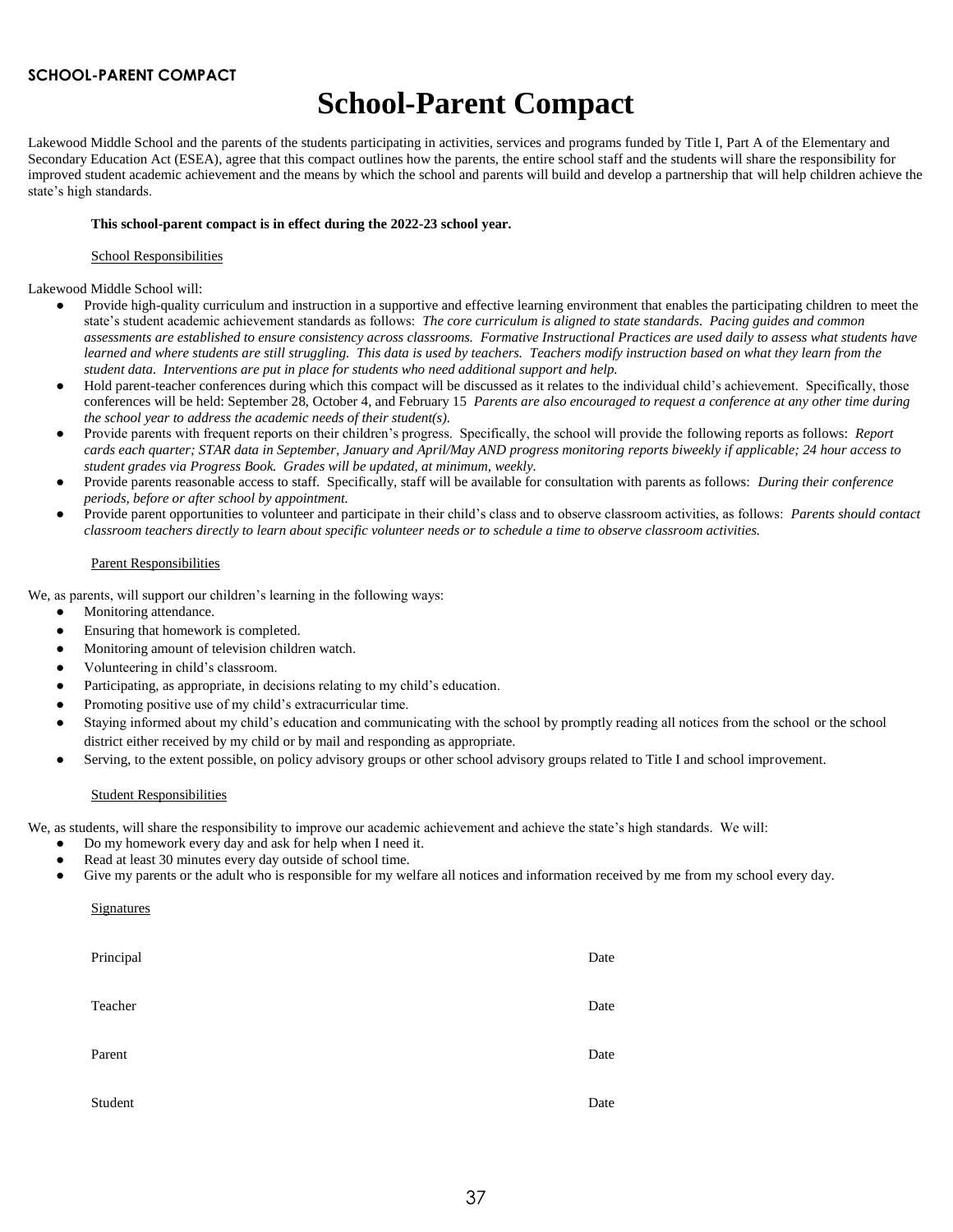**SCHOOL-PARENT COMPACT**

# School-Parent Compact

Lakewood Middle School and the parents of the students participating in activities, services and programs funded by Title I, Part A of the Elementary and Secondary Education Act (ESEA), agree that this compact outlines how the parents, the entire school staff and the students will share the responsibility for improved student academic achievement and the means by which the school and parents will build and develop a partnership that will help children achieve the state's high standards.

**This school-parent compact is in effect during the 2022-23 school year.**

## School Responsibilities

Lakewood Middle School will:

- Provide high-quality curriculum and instruction in a supportive and effective learning environment that enables the participating children to meet the state's student academic achievement standards as follows: *The core curriculum is aligned to state standards. Pacing guides and common assessments are established to ensure consistency across classrooms. Formative Instructional Practices are used daily to assess what students have learned and where students are still struggling. This data is used by teachers. Teachers modify instruction based on what they learn from the student data. Interventions are put in place for students who need additional support and help.*
- Hold parent-teacher conferences during which this compact will be discussed as it relates to the individual child's achievement. Specifically, those conferences will be held: September 28, October 4, and February 15 *Parents are also encouraged to request a conference at any other time during the school year to address the academic needs of their student(s).*
- Provide parents with frequent reports on their children's progress. Specifically, the school will provide the following reports as follows: *Report cards each quarter; STAR data in September, January and April/May AND progress monitoring reports biweekly if applicable; 24 hour access to student grades via Progress Book. Grades will be updated, at minimum, weekly.*
- Provide parents reasonable access to staff. Specifically, staff will be available for consultation with parents as follows: *During their conference periods, before or after school by appointment.*
- Provide parent opportunities to volunteer and participate in their child's class and to observe classroom activities, as follows: *Parents should contact classroom teachers directly to learn about specific volunteer needs or to schedule a time to observe classroom activities.*

## Parent Responsibilities

We, as parents, will support our children's learning in the following ways:

- Monitoring attendance.
- Ensuring that homework is completed.
- Monitoring amount of television children watch.
- Volunteering in child's classroom.
- Participating, as appropriate, in decisions relating to my child's education.
- Promoting positive use of my child's extracurricular time.
- Staying informed about my child's education and communicating with the school by promptly reading all notices from the school or the school district either received by my child or by mail and responding as appropriate.
- Serving, to the extent possible, on policy advisory groups or other school advisory groups related to Title I and school improvement.

## Student Responsibilities

We, as students, will share the responsibility to improve our academic achievement and achieve the state's high standards. We will:

- Do my homework every day and ask for help when I need it.
- Read at least 30 minutes every day outside of school time.
- Give my parents or the adult who is responsible for my welfare all notices and information received by me from my school every day.

## Signatures

Principal Date

Teacher Date

Parent Date

Student Date